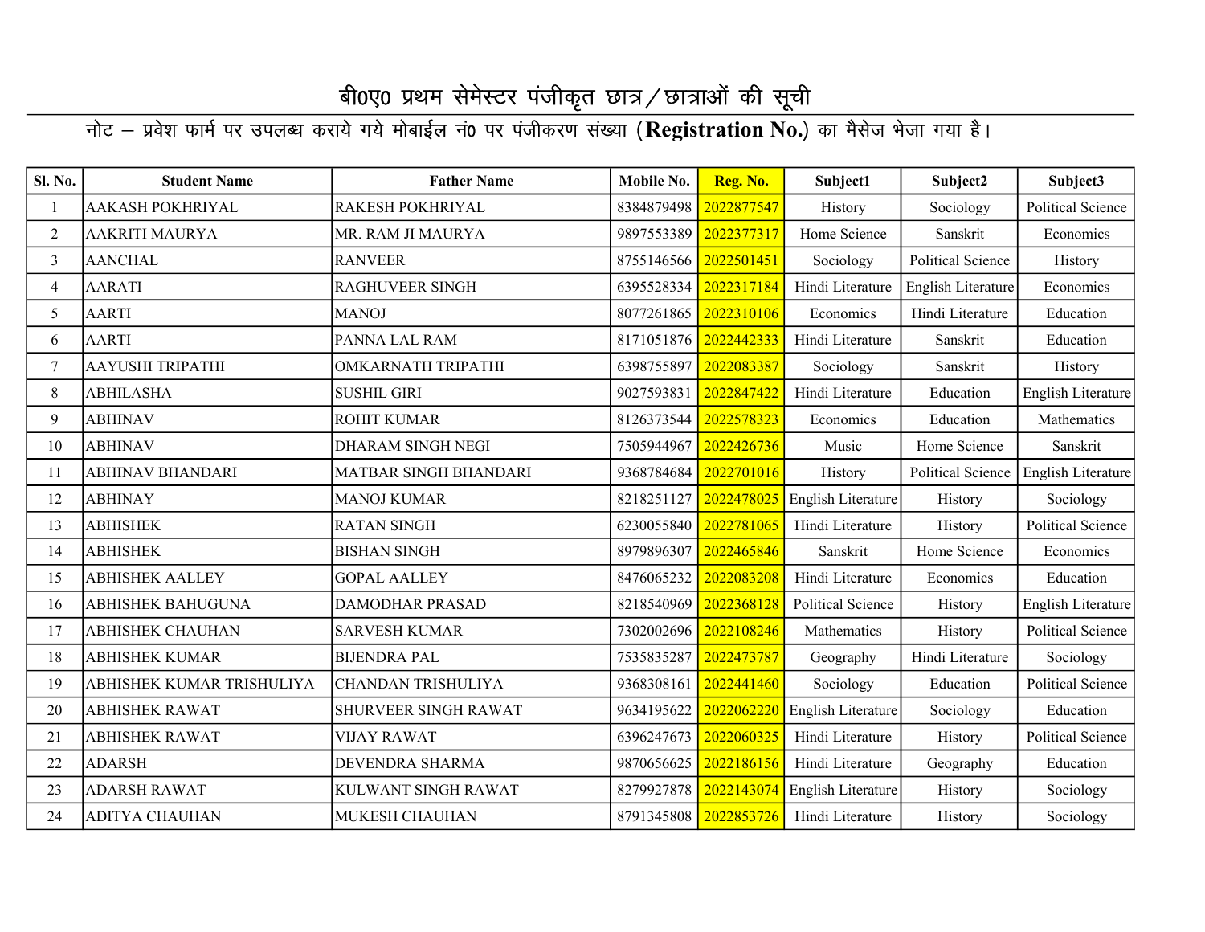# बी0ए0 प्रथम सेमेस्टर पंजीकृत छात्र/छात्राओं की सूची

नोट – प्रवेश फार्म पर उपलब्ध कराये गये मोबाईल नं0 पर पंजीकरण संख्या (**Registration No.**) का मैसेज भेजा गया है।

| Sl. No. | Student Name | Father Name | Mobile No. | Reg. No. | Subject1 | Subject2 | Subject3 |
|---|---|---|---|---|---|---|---|
| 1 | AAKASH POKHRIYAL | RAKESH POKHRIYAL | 8384879498 | 2022877547 | History | Sociology | Political Science |
| 2 | AAKRITI MAURYA | MR. RAM JI MAURYA | 9897553389 | 2022377317 | Home Science | Sanskrit | Economics |
| 3 | AANCHAL | RANVEER | 8755146566 | 2022501451 | Sociology | Political Science | History |
| 4 | AARATI | RAGHUVEER SINGH | 6395528334 | 2022317184 | Hindi Literature | English Literature | Economics |
| 5 | AARTI | MANOJ | 8077261865 | 2022310106 | Economics | Hindi Literature | Education |
| 6 | AARTI | PANNA LAL RAM | 8171051876 | 2022442333 | Hindi Literature | Sanskrit | Education |
| 7 | AAYUSHI TRIPATHI | OMKARNATH TRIPATHI | 6398755897 | 2022083387 | Sociology | Sanskrit | History |
| 8 | ABHILASHA | SUSHIL GIRI | 9027593831 | 2022847422 | Hindi Literature | Education | English Literature |
| 9 | ABHINAV | ROHIT KUMAR | 8126373544 | 2022578323 | Economics | Education | Mathematics |
| 10 | ABHINAV | DHARAM SINGH NEGI | 7505944967 | 2022426736 | Music | Home Science | Sanskrit |
| 11 | ABHINAV BHANDARI | MATBAR SINGH BHANDARI | 9368784684 | 2022701016 | History | Political Science | English Literature |
| 12 | ABHINAY | MANOJ KUMAR | 8218251127 | 2022478025 | English Literature | History | Sociology |
| 13 | ABHISHEK | RATAN SINGH | 6230055840 | 2022781065 | Hindi Literature | History | Political Science |
| 14 | ABHISHEK | BISHAN SINGH | 8979896307 | 2022465846 | Sanskrit | Home Science | Economics |
| 15 | ABHISHEK AALLEY | GOPAL AALLEY | 8476065232 | 2022083208 | Hindi Literature | Economics | Education |
| 16 | ABHISHEK BAHUGUNA | DAMODHAR PRASAD | 8218540969 | 2022368128 | Political Science | History | English Literature |
| 17 | ABHISHEK CHAUHAN | SARVESH KUMAR | 7302002696 | 2022108246 | Mathematics | History | Political Science |
| 18 | ABHISHEK KUMAR | BIJENDRA PAL | 7535835287 | 2022473787 | Geography | Hindi Literature | Sociology |
| 19 | ABHISHEK KUMAR TRISHULIYA | CHANDAN TRISHULIYA | 9368308161 | 2022441460 | Sociology | Education | Political Science |
| 20 | ABHISHEK RAWAT | SHURVEER SINGH RAWAT | 9634195622 | 2022062220 | English Literature | Sociology | Education |
| 21 | ABHISHEK RAWAT | VIJAY RAWAT | 6396247673 | 2022060325 | Hindi Literature | History | Political Science |
| 22 | ADARSH | DEVENDRA SHARMA | 9870656625 | 2022186156 | Hindi Literature | Geography | Education |
| 23 | ADARSH RAWAT | KULWANT SINGH RAWAT | 8279927878 | 2022143074 | English Literature | History | Sociology |
| 24 | ADITYA CHAUHAN | MUKESH CHAUHAN | 8791345808 | 2022853726 | Hindi Literature | History | Sociology |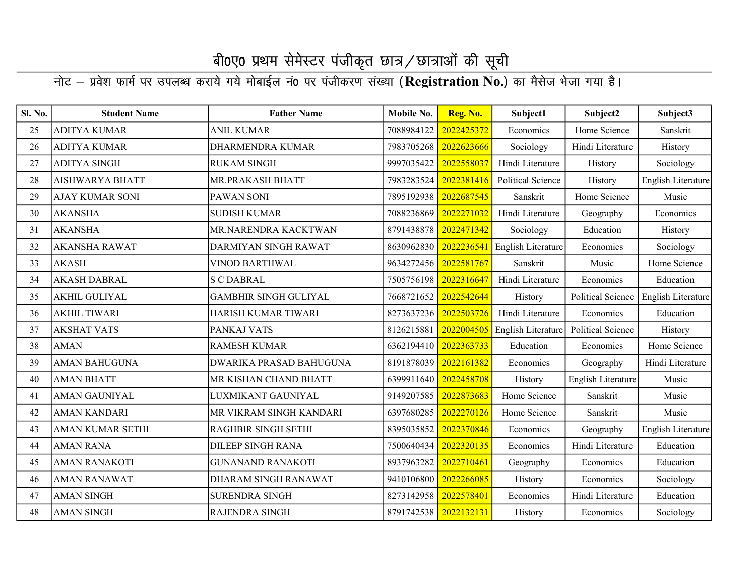# बी0ए0 प्रथम सेमेस्टर पंजीकृत छात्र/छात्राओं की सूची

नोट – प्रवेश फार्म पर उपलब्ध कराये गये मोबाईल नं0 पर पंजीकरण संख्या (**Registration No.**) का मैसेज भेजा गया है।

| Sl. No. | Student Name | Father Name | Mobile No. | Reg. No. | Subject1 | Subject2 | Subject3 |
|---|---|---|---|---|---|---|---|
| 25 | ADITYA KUMAR | ANIL KUMAR | 7088984122 | 2022425372 | Economics | Home Science | Sanskrit |
| 26 | ADITYA KUMAR | DHARMENDRA KUMAR | 7983705268 | 2022623666 | Sociology | Hindi Literature | History |
| 27 | ADITYA SINGH | RUKAM SINGH | 9997035422 | 2022558037 | Hindi Literature | History | Sociology |
| 28 | AISHWARYA BHATT | MR.PRAKASH BHATT | 7983283524 | 2022381416 | Political Science | History | English Literature |
| 29 | AJAY KUMAR SONI | PAWAN SONI | 7895192938 | 2022687545 | Sanskrit | Home Science | Music |
| 30 | AKANSHA | SUDISH KUMAR | 7088236869 | 2022271032 | Hindi Literature | Geography | Economics |
| 31 | AKANSHA | MR.NARENDRA KACKTWAN | 8791438878 | 2022471342 | Sociology | Education | History |
| 32 | AKANSHA RAWAT | DARMIYAN SINGH RAWAT | 8630962830 | 2022236541 | English Literature | Economics | Sociology |
| 33 | AKASH | VINOD BARTHWAL | 9634272456 | 2022581767 | Sanskrit | Music | Home Science |
| 34 | AKASH DABRAL | S C DABRAL | 7505756198 | 2022316647 | Hindi Literature | Economics | Education |
| 35 | AKHIL GULIYAL | GAMBHIR SINGH GULIYAL | 7668721652 | 2022542644 | History | Political Science | English Literature |
| 36 | AKHIL TIWARI | HARISH KUMAR TIWARI | 8273637236 | 2022503726 | Hindi Literature | Economics | Education |
| 37 | AKSHAT VATS | PANKAJ VATS | 8126215881 | 2022004505 | English Literature | Political Science | History |
| 38 | AMAN | RAMESH KUMAR | 6362194410 | 2022363733 | Education | Economics | Home Science |
| 39 | AMAN BAHUGUNA | DWARIKA PRASAD BAHUGUNA | 8191878039 | 2022161382 | Economics | Geography | Hindi Literature |
| 40 | AMAN BHATT | MR KISHAN CHAND BHATT | 6399911640 | 2022458708 | History | English Literature | Music |
| 41 | AMAN GAUNIYAL | LUXMIKANT GAUNIYAL | 9149207585 | 2022873683 | Home Science | Sanskrit | Music |
| 42 | AMAN KANDARI | MR VIKRAM SINGH KANDARI | 6397680285 | 2022270126 | Home Science | Sanskrit | Music |
| 43 | AMAN KUMAR SETHI | RAGHBIR SINGH SETHI | 8395035852 | 2022370846 | Economics | Geography | English Literature |
| 44 | AMAN RANA | DILEEP SINGH RANA | 7500640434 | 2022320135 | Economics | Hindi Literature | Education |
| 45 | AMAN RANAKOTI | GUNANAND RANAKOTI | 8937963282 | 2022710461 | Geography | Economics | Education |
| 46 | AMAN RANAWAT | DHARAM SINGH RANAWAT | 9410106800 | 2022266085 | History | Economics | Sociology |
| 47 | AMAN SINGH | SURENDRA SINGH | 8273142958 | 2022578401 | Economics | Hindi Literature | Education |
| 48 | AMAN SINGH | RAJENDRA SINGH | 8791742538 | 2022132131 | History | Economics | Sociology |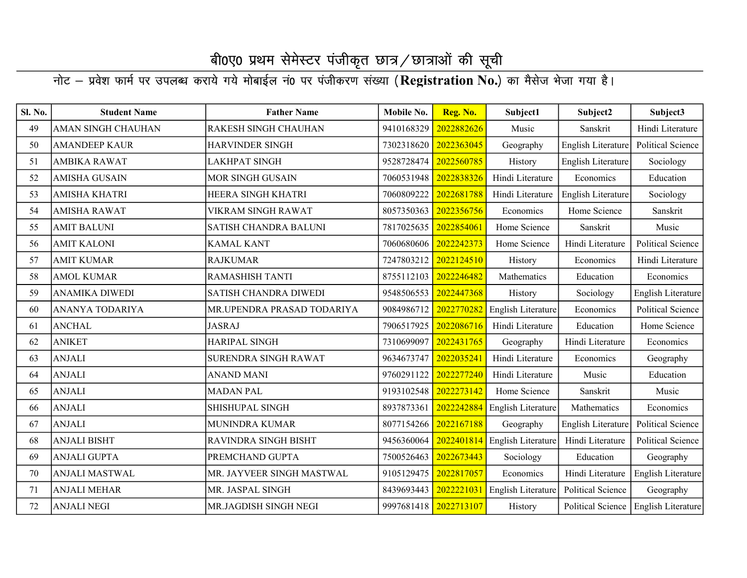# बी0ए0 प्रथम सेमेस्टर पंजीकृत छात्र/छात्राओं की सूची

नोट – प्रवेश फार्म पर उपलब्ध कराये गये मोबाईल नं0 पर पंजीकरण संख्या (**Registration No.**) का मैसेज भेजा गया है।

| Sl. No. | Student Name | Father Name | Mobile No. | Reg. No. | Subject1 | Subject2 | Subject3 |
|---|---|---|---|---|---|---|---|
| 49 | AMAN SINGH CHAUHAN | RAKESH SINGH CHAUHAN | 9410168329 | 2022882626 | Music | Sanskrit | Hindi Literature |
| 50 | AMANDEEP KAUR | HARVINDER SINGH | 7302318620 | 2022363045 | Geography | English Literature | Political Science |
| 51 | AMBIKA RAWAT | LAKHPAT SINGH | 9528728474 | 2022560785 | History | English Literature | Sociology |
| 52 | AMISHA GUSAIN | MOR SINGH GUSAIN | 7060531948 | 2022838326 | Hindi Literature | Economics | Education |
| 53 | AMISHA KHATRI | HEERA SINGH KHATRI | 7060809222 | 2022681788 | Hindi Literature | English Literature | Sociology |
| 54 | AMISHA RAWAT | VIKRAM SINGH RAWAT | 8057350363 | 2022356756 | Economics | Home Science | Sanskrit |
| 55 | AMIT BALUNI | SATISH CHANDRA BALUNI | 7817025635 | 2022854061 | Home Science | Sanskrit | Music |
| 56 | AMIT KALONI | KAMAL KANT | 7060680606 | 2022242373 | Home Science | Hindi Literature | Political Science |
| 57 | AMIT KUMAR | RAJKUMAR | 7247803212 | 2022124510 | History | Economics | Hindi Literature |
| 58 | AMOL KUMAR | RAMASHISH TANTI | 8755112103 | 2022246482 | Mathematics | Education | Economics |
| 59 | ANAMIKA DIWEDI | SATISH CHANDRA DIWEDI | 9548506553 | 2022447368 | History | Sociology | English Literature |
| 60 | ANANYA TODARIYA | MR.UPENDRA PRASAD TODARIYA | 9084986712 | 2022770282 | English Literature | Economics | Political Science |
| 61 | ANCHAL | JASRAJ | 7906517925 | 2022086716 | Hindi Literature | Education | Home Science |
| 62 | ANIKET | HARIPAL SINGH | 7310699097 | 2022431765 | Geography | Hindi Literature | Economics |
| 63 | ANJALI | SURENDRA SINGH RAWAT | 9634673747 | 2022035241 | Hindi Literature | Economics | Geography |
| 64 | ANJALI | ANAND MANI | 9760291122 | 2022277240 | Hindi Literature | Music | Education |
| 65 | ANJALI | MADAN PAL | 9193102548 | 2022273142 | Home Science | Sanskrit | Music |
| 66 | ANJALI | SHISHUPAL SINGH | 8937873361 | 2022242884 | English Literature | Mathematics | Economics |
| 67 | ANJALI | MUNINDRA KUMAR | 8077154266 | 2022167188 | Geography | English Literature | Political Science |
| 68 | ANJALI BISHT | RAVINDRA SINGH BISHT | 9456360064 | 2022401814 | English Literature | Hindi Literature | Political Science |
| 69 | ANJALI GUPTA | PREMCHAND GUPTA | 7500526463 | 2022673443 | Sociology | Education | Geography |
| 70 | ANJALI MASTWAL | MR. JAYVEER SINGH MASTWAL | 9105129475 | 2022817057 | Economics | Hindi Literature | English Literature |
| 71 | ANJALI MEHAR | MR. JASPAL SINGH | 8439693443 | 2022221031 | English Literature | Political Science | Geography |
| 72 | ANJALI NEGI | MR.JAGDISH SINGH NEGI | 9997681418 | 2022713107 | History | Political Science | English Literature |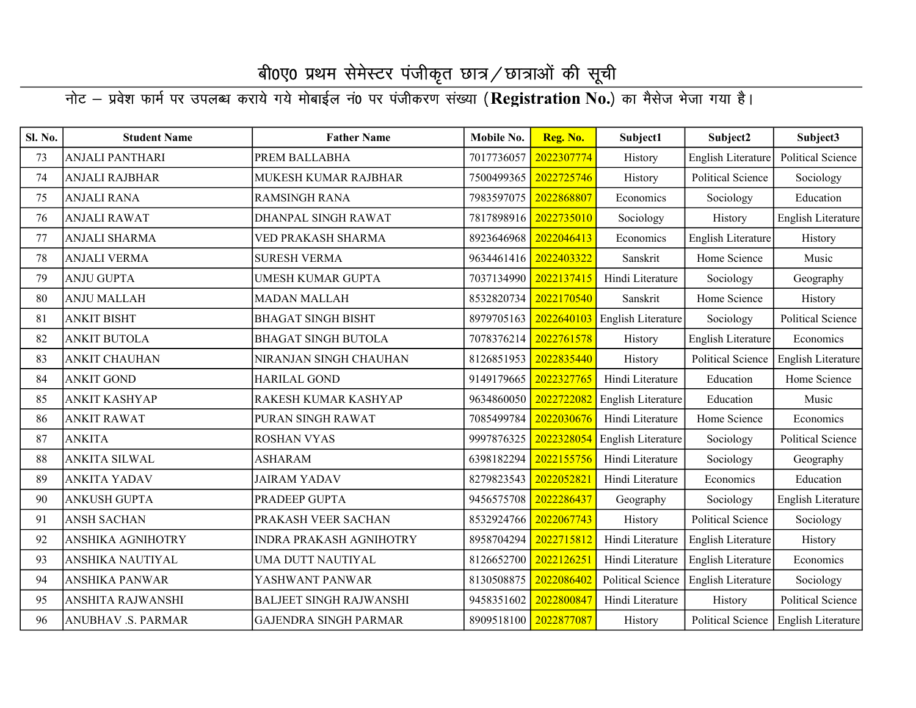# बी0ए0 प्रथम सेमेस्टर पंजीकृत छात्र/छात्राओं की सूची

नोट – प्रवेश फार्म पर उपलब्ध कराये गये मोबाईल नं0 पर पंजीकरण संख्या (**Registration No.**) का मैसेज भेजा गया है।

| Sl. No. | Student Name | Father Name | Mobile No. | Reg. No. | Subject1 | Subject2 | Subject3 |
|---|---|---|---|---|---|---|---|
| 73 | ANJALI PANTHARI | PREM BALLABHA | 7017736057 | 2022307774 | History | English Literature | Political Science |
| 74 | ANJALI RAJBHAR | MUKESH KUMAR RAJBHAR | 7500499365 | 2022725746 | History | Political Science | Sociology |
| 75 | ANJALI RANA | RAMSINGH RANA | 7983597075 | 2022868807 | Economics | Sociology | Education |
| 76 | ANJALI RAWAT | DHANPAL SINGH RAWAT | 7817898916 | 2022735010 | Sociology | History | English Literature |
| 77 | ANJALI SHARMA | VED PRAKASH SHARMA | 8923646968 | 2022046413 | Economics | English Literature | History |
| 78 | ANJALI VERMA | SURESH VERMA | 9634461416 | 2022403322 | Sanskrit | Home Science | Music |
| 79 | ANJU GUPTA | UMESH KUMAR GUPTA | 7037134990 | 2022137415 | Hindi Literature | Sociology | Geography |
| 80 | ANJU MALLAH | MADAN MALLAH | 8532820734 | 2022170540 | Sanskrit | Home Science | History |
| 81 | ANKIT BISHT | BHAGAT SINGH BISHT | 8979705163 | 2022640103 | English Literature | Sociology | Political Science |
| 82 | ANKIT BUTOLA | BHAGAT SINGH BUTOLA | 7078376214 | 2022761578 | History | English Literature | Economics |
| 83 | ANKIT CHAUHAN | NIRANJAN SINGH CHAUHAN | 8126851953 | 2022835440 | History | Political Science | English Literature |
| 84 | ANKIT GOND | HARILAL GOND | 9149179665 | 2022327765 | Hindi Literature | Education | Home Science |
| 85 | ANKIT KASHYAP | RAKESH KUMAR KASHYAP | 9634860050 | 2022722082 | English Literature | Education | Music |
| 86 | ANKIT RAWAT | PURAN SINGH RAWAT | 7085499784 | 2022030676 | Hindi Literature | Home Science | Economics |
| 87 | ANKITA | ROSHAN VYAS | 9997876325 | 2022328054 | English Literature | Sociology | Political Science |
| 88 | ANKITA SILWAL | ASHARAM | 6398182294 | 2022155756 | Hindi Literature | Sociology | Geography |
| 89 | ANKITA YADAV | JAIRAM YADAV | 8279823543 | 2022052821 | Hindi Literature | Economics | Education |
| 90 | ANKUSH GUPTA | PRADEEP GUPTA | 9456575708 | 2022286437 | Geography | Sociology | English Literature |
| 91 | ANSH SACHAN | PRAKASH VEER SACHAN | 8532924766 | 2022067743 | History | Political Science | Sociology |
| 92 | ANSHIKA AGNIHOTRY | INDRA PRAKASH AGNIHOTRY | 8958704294 | 2022715812 | Hindi Literature | English Literature | History |
| 93 | ANSHIKA NAUTIYAL | UMA DUTT NAUTIYAL | 8126652700 | 2022126251 | Hindi Literature | English Literature | Economics |
| 94 | ANSHIKA PANWAR | YASHWANT PANWAR | 8130508875 | 2022086402 | Political Science | English Literature | Sociology |
| 95 | ANSHITA RAJWANSHI | BALJEET SINGH RAJWANSHI | 9458351602 | 2022800847 | Hindi Literature | History | Political Science |
| 96 | ANUBHAV .S. PARMAR | GAJENDRA SINGH PARMAR | 8909518100 | 2022877087 | History | Political Science | English Literature |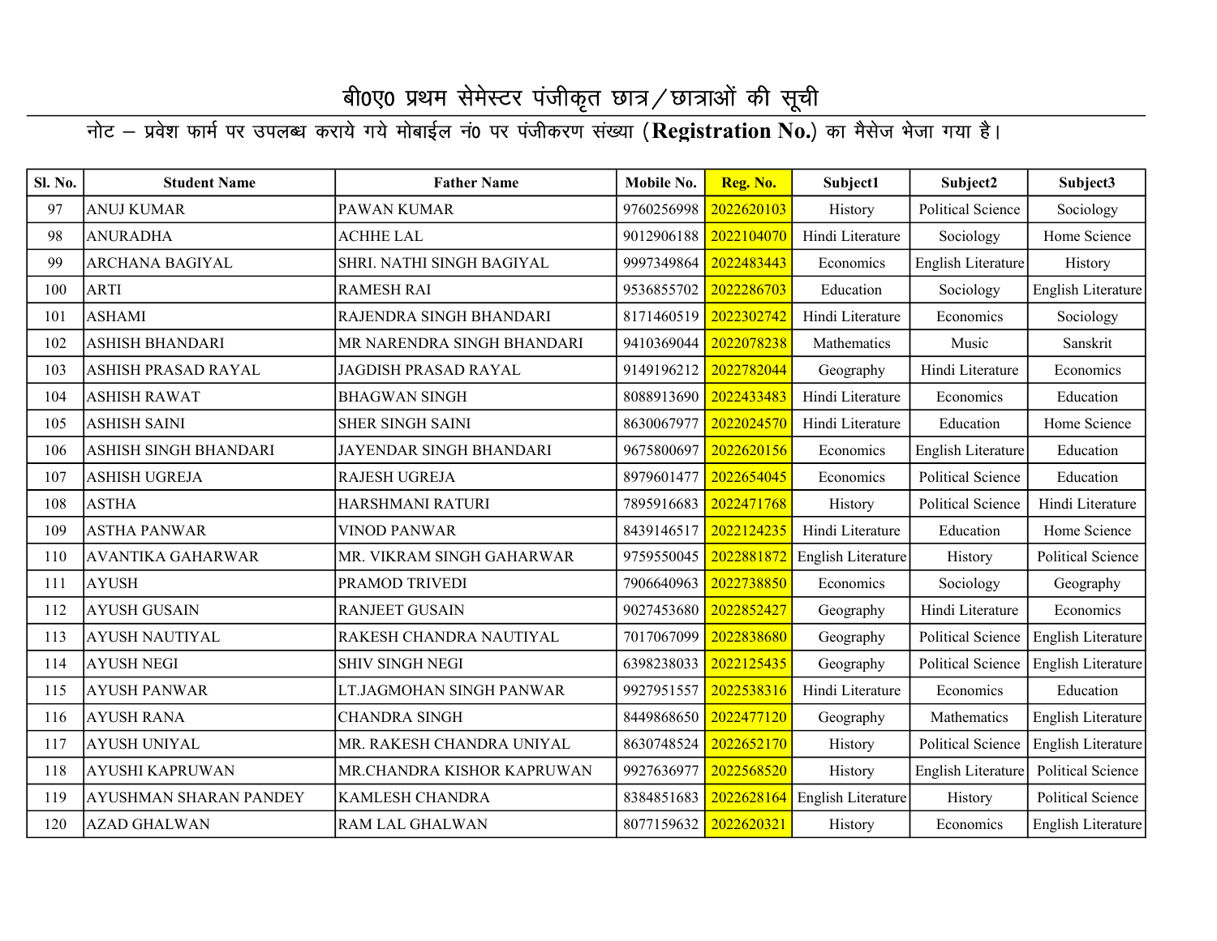# बी0ए0 प्रथम सेमेस्टर पंजीकृत छात्र/छात्राओं की सूची

नोट – प्रवेश फार्म पर उपलब्ध कराये गये मोबाईल नं0 पर पंजीकरण संख्या (**Registration No.**) का मैसेज भेजा गया है।

| Sl. No. | Student Name | Father Name | Mobile No. | Reg. No. | Subject1 | Subject2 | Subject3 |
|---|---|---|---|---|---|---|---|
| 97 | ANUJ KUMAR | PAWAN KUMAR | 9760256998 | 2022620103 | History | Political Science | Sociology |
| 98 | ANURADHA | ACHHE LAL | 9012906188 | 2022104070 | Hindi Literature | Sociology | Home Science |
| 99 | ARCHANA BAGIYAL | SHRI. NATHI SINGH BAGIYAL | 9997349864 | 2022483443 | Economics | English Literature | History |
| 100 | ARTI | RAMESH RAI | 9536855702 | 2022286703 | Education | Sociology | English Literature |
| 101 | ASHAMI | RAJENDRA SINGH BHANDARI | 8171460519 | 2022302742 | Hindi Literature | Economics | Sociology |
| 102 | ASHISH BHANDARI | MR NARENDRA SINGH BHANDARI | 9410369044 | 2022078238 | Mathematics | Music | Sanskrit |
| 103 | ASHISH PRASAD RAYAL | JAGDISH PRASAD RAYAL | 9149196212 | 2022782044 | Geography | Hindi Literature | Economics |
| 104 | ASHISH RAWAT | BHAGWAN SINGH | 8088913690 | 2022433483 | Hindi Literature | Economics | Education |
| 105 | ASHISH SAINI | SHER SINGH SAINI | 8630067977 | 2022024570 | Hindi Literature | Education | Home Science |
| 106 | ASHISH SINGH BHANDARI | JAYENDAR SINGH BHANDARI | 9675800697 | 2022620156 | Economics | English Literature | Education |
| 107 | ASHISH UGREJA | RAJESH UGREJA | 8979601477 | 2022654045 | Economics | Political Science | Education |
| 108 | ASTHA | HARSHMANI RATURI | 7895916683 | 2022471768 | History | Political Science | Hindi Literature |
| 109 | ASTHA PANWAR | VINOD PANWAR | 8439146517 | 2022124235 | Hindi Literature | Education | Home Science |
| 110 | AVANTIKA GAHARWAR | MR. VIKRAM SINGH GAHARWAR | 9759550045 | 2022881872 | English Literature | History | Political Science |
| 111 | AYUSH | PRAMOD TRIVEDI | 7906640963 | 2022738850 | Economics | Sociology | Geography |
| 112 | AYUSH GUSAIN | RANJEET GUSAIN | 9027453680 | 2022852427 | Geography | Hindi Literature | Economics |
| 113 | AYUSH NAUTIYAL | RAKESH CHANDRA NAUTIYAL | 7017067099 | 2022838680 | Geography | Political Science | English Literature |
| 114 | AYUSH NEGI | SHIV SINGH NEGI | 6398238033 | 2022125435 | Geography | Political Science | English Literature |
| 115 | AYUSH PANWAR | LT.JAGMOHAN SINGH PANWAR | 9927951557 | 2022538316 | Hindi Literature | Economics | Education |
| 116 | AYUSH RANA | CHANDRA SINGH | 8449868650 | 2022477120 | Geography | Mathematics | English Literature |
| 117 | AYUSH UNIYAL | MR. RAKESH CHANDRA UNIYAL | 8630748524 | 2022652170 | History | Political Science | English Literature |
| 118 | AYUSHI KAPRUWAN | MR.CHANDRA KISHOR KAPRUWAN | 9927636977 | 2022568520 | History | English Literature | Political Science |
| 119 | AYUSHMAN SHARAN PANDEY | KAMLESH CHANDRA | 8384851683 | 2022628164 | English Literature | History | Political Science |
| 120 | AZAD GHALWAN | RAM LAL GHALWAN | 8077159632 | 2022620321 | History | Economics | English Literature |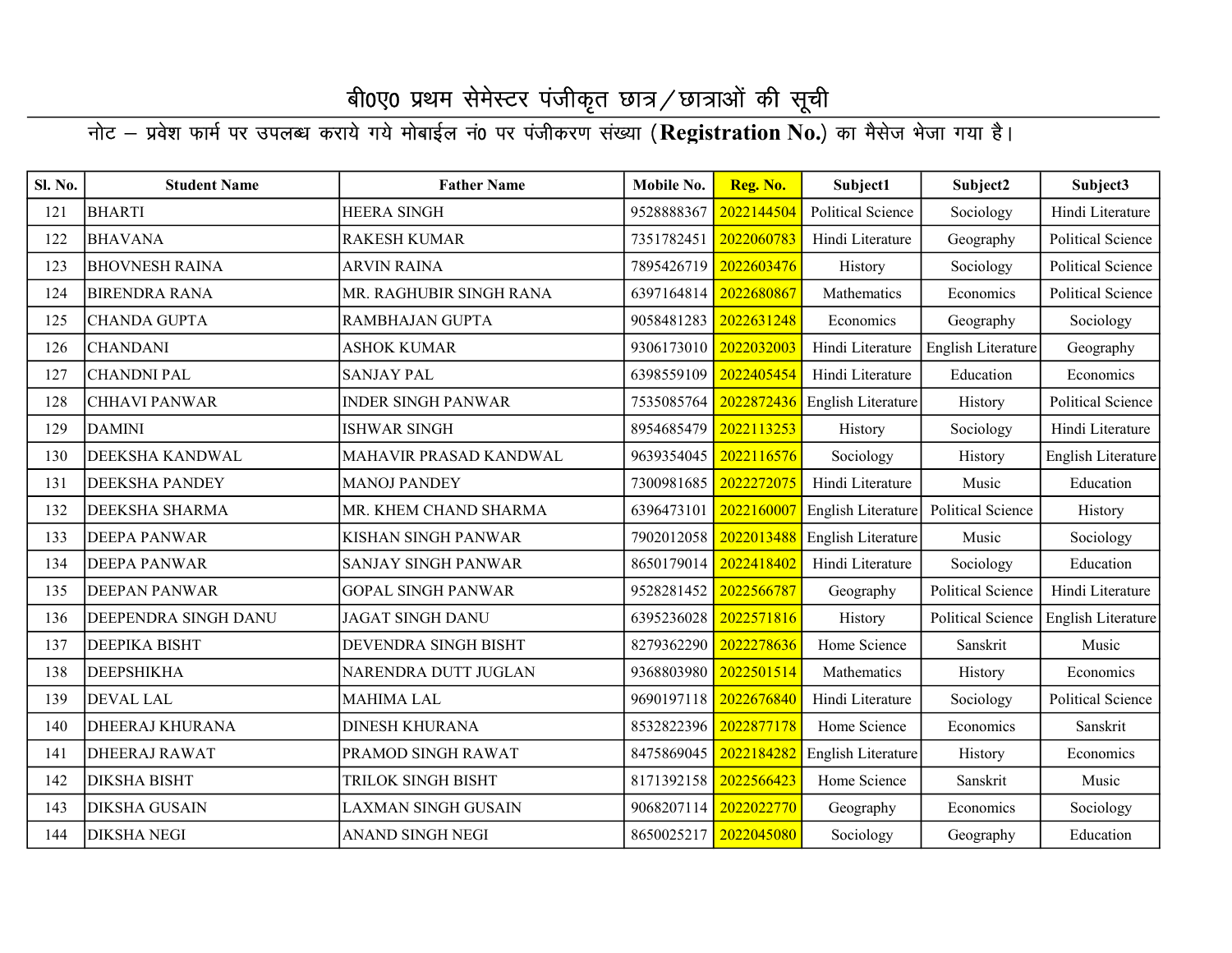# बी0ए0 प्रथम सेमेस्टर पंजीकृत छात्र/छात्राओं की सूची

नोट – प्रवेश फार्म पर उपलब्ध कराये गये मोबाईल नं0 पर पंजीकरण संख्या (**Registration No.**) का मैसेज भेजा गया है।

| Sl. No. | Student Name | Father Name | Mobile No. | Reg. No. | Subject1 | Subject2 | Subject3 |
|---|---|---|---|---|---|---|---|
| 121 | BHARTI | HEERA SINGH | 9528888367 | 2022144504 | Political Science | Sociology | Hindi Literature |
| 122 | BHAVANA | RAKESH KUMAR | 7351782451 | 2022060783 | Hindi Literature | Geography | Political Science |
| 123 | BHOVNESH RAINA | ARVIN RAINA | 7895426719 | 2022603476 | History | Sociology | Political Science |
| 124 | BIRENDRA RANA | MR. RAGHUBIR SINGH RANA | 6397164814 | 2022680867 | Mathematics | Economics | Political Science |
| 125 | CHANDA GUPTA | RAMBHAJAN GUPTA | 9058481283 | 2022631248 | Economics | Geography | Sociology |
| 126 | CHANDANI | ASHOK KUMAR | 9306173010 | 2022032003 | Hindi Literature | English Literature | Geography |
| 127 | CHANDNI PAL | SANJAY PAL | 6398559109 | 2022405454 | Hindi Literature | Education | Economics |
| 128 | CHHAVI PANWAR | INDER SINGH PANWAR | 7535085764 | 2022872436 | English Literature | History | Political Science |
| 129 | DAMINI | ISHWAR SINGH | 8954685479 | 2022113253 | History | Sociology | Hindi Literature |
| 130 | DEEKSHA KANDWAL | MAHAVIR PRASAD KANDWAL | 9639354045 | 2022116576 | Sociology | History | English Literature |
| 131 | DEEKSHA PANDEY | MANOJ PANDEY | 7300981685 | 2022272075 | Hindi Literature | Music | Education |
| 132 | DEEKSHA SHARMA | MR. KHEM CHAND SHARMA | 6396473101 | 2022160007 | English Literature | Political Science | History |
| 133 | DEEPA PANWAR | KISHAN SINGH PANWAR | 7902012058 | 2022013488 | English Literature | Music | Sociology |
| 134 | DEEPA PANWAR | SANJAY SINGH PANWAR | 8650179014 | 2022418402 | Hindi Literature | Sociology | Education |
| 135 | DEEPAN PANWAR | GOPAL SINGH PANWAR | 9528281452 | 2022566787 | Geography | Political Science | Hindi Literature |
| 136 | DEEPENDRA SINGH DANU | JAGAT SINGH DANU | 6395236028 | 2022571816 | History | Political Science | English Literature |
| 137 | DEEPIKA BISHT | DEVENDRA SINGH BISHT | 8279362290 | 2022278636 | Home Science | Sanskrit | Music |
| 138 | DEEPSHIKHA | NARENDRA DUTT JUGLAN | 9368803980 | 2022501514 | Mathematics | History | Economics |
| 139 | DEVAL LAL | MAHIMA LAL | 9690197118 | 2022676840 | Hindi Literature | Sociology | Political Science |
| 140 | DHEERAJ KHURANA | DINESH KHURANA | 8532822396 | 2022877178 | Home Science | Economics | Sanskrit |
| 141 | DHEERAJ RAWAT | PRAMOD SINGH RAWAT | 8475869045 | 2022184282 | English Literature | History | Economics |
| 142 | DIKSHA BISHT | TRILOK SINGH BISHT | 8171392158 | 2022566423 | Home Science | Sanskrit | Music |
| 143 | DIKSHA GUSAIN | LAXMAN SINGH GUSAIN | 9068207114 | 2022022770 | Geography | Economics | Sociology |
| 144 | DIKSHA NEGI | ANAND SINGH NEGI | 8650025217 | 2022045080 | Sociology | Geography | Education |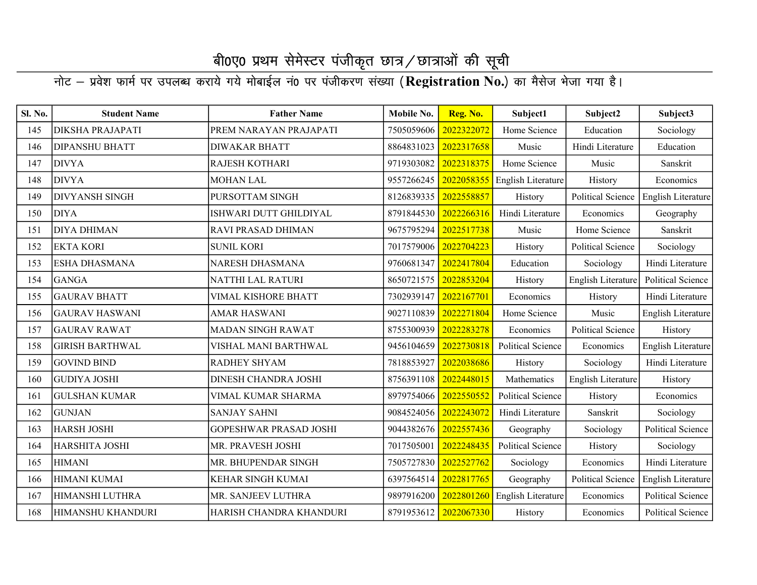# बी0ए0 प्रथम सेमेस्टर पंजीकृत छात्र/छात्राओं की सूची

नोट – प्रवेश फार्म पर उपलब्ध कराये गये मोबाईल नं0 पर पंजीकरण संख्या (**Registration No.**) का मैसेज भेजा गया है।

| Sl. No. | Student Name | Father Name | Mobile No. | Reg. No. | Subject1 | Subject2 | Subject3 |
|---|---|---|---|---|---|---|---|
| 145 | DIKSHA PRAJAPATI | PREM NARAYAN PRAJAPATI | 7505059606 | 2022322072 | Home Science | Education | Sociology |
| 146 | DIPANSHU BHATT | DIWAKAR BHATT | 8864831023 | 2022317658 | Music | Hindi Literature | Education |
| 147 | DIVYA | RAJESH KOTHARI | 9719303082 | 2022318375 | Home Science | Music | Sanskrit |
| 148 | DIVYA | MOHAN LAL | 9557266245 | 2022058355 | English Literature | History | Economics |
| 149 | DIVYANSH SINGH | PURSOTTAM SINGH | 8126839335 | 2022558857 | History | Political Science | English Literature |
| 150 | DIYA | ISHWARI DUTT GHILDIYAL | 8791844530 | 2022266316 | Hindi Literature | Economics | Geography |
| 151 | DIYA DHIMAN | RAVI PRASAD DHIMAN | 9675795294 | 2022517738 | Music | Home Science | Sanskrit |
| 152 | EKTA KORI | SUNIL KORI | 7017579006 | 2022704223 | History | Political Science | Sociology |
| 153 | ESHA DHASMANA | NARESH DHASMANA | 9760681347 | 2022417804 | Education | Sociology | Hindi Literature |
| 154 | GANGA | NATTHI LAL RATURI | 8650721575 | 2022853204 | History | English Literature | Political Science |
| 155 | GAURAV BHATT | VIMAL KISHORE BHATT | 7302939147 | 2022167701 | Economics | History | Hindi Literature |
| 156 | GAURAV HASWANI | AMAR HASWANI | 9027110839 | 2022271804 | Home Science | Music | English Literature |
| 157 | GAURAV RAWAT | MADAN SINGH RAWAT | 8755300939 | 2022283278 | Economics | Political Science | History |
| 158 | GIRISH BARTHWAL | VISHAL MANI BARTHWAL | 9456104659 | 2022730818 | Political Science | Economics | English Literature |
| 159 | GOVIND BIND | RADHEY SHYAM | 7818853927 | 2022038686 | History | Sociology | Hindi Literature |
| 160 | GUDIYA JOSHI | DINESH CHANDRA JOSHI | 8756391108 | 2022448015 | Mathematics | English Literature | History |
| 161 | GULSHAN KUMAR | VIMAL KUMAR SHARMA | 8979754066 | 2022550552 | Political Science | History | Economics |
| 162 | GUNJAN | SANJAY SAHNI | 9084524056 | 2022243072 | Hindi Literature | Sanskrit | Sociology |
| 163 | HARSH JOSHI | GOPESHWAR PRASAD JOSHI | 9044382676 | 2022557436 | Geography | Sociology | Political Science |
| 164 | HARSHITA JOSHI | MR. PRAVESH JOSHI | 7017505001 | 2022248435 | Political Science | History | Sociology |
| 165 | HIMANI | MR. BHUPENDAR SINGH | 7505727830 | 2022527762 | Sociology | Economics | Hindi Literature |
| 166 | HIMANI KUMAI | KEHAR SINGH KUMAI | 6397564514 | 2022817765 | Geography | Political Science | English Literature |
| 167 | HIMANSHI LUTHRA | MR. SANJEEV LUTHRA | 9897916200 | 2022801260 | English Literature | Economics | Political Science |
| 168 | HIMANSHU KHANDURI | HARISH CHANDRA KHANDURI | 8791953612 | 2022067330 | History | Economics | Political Science |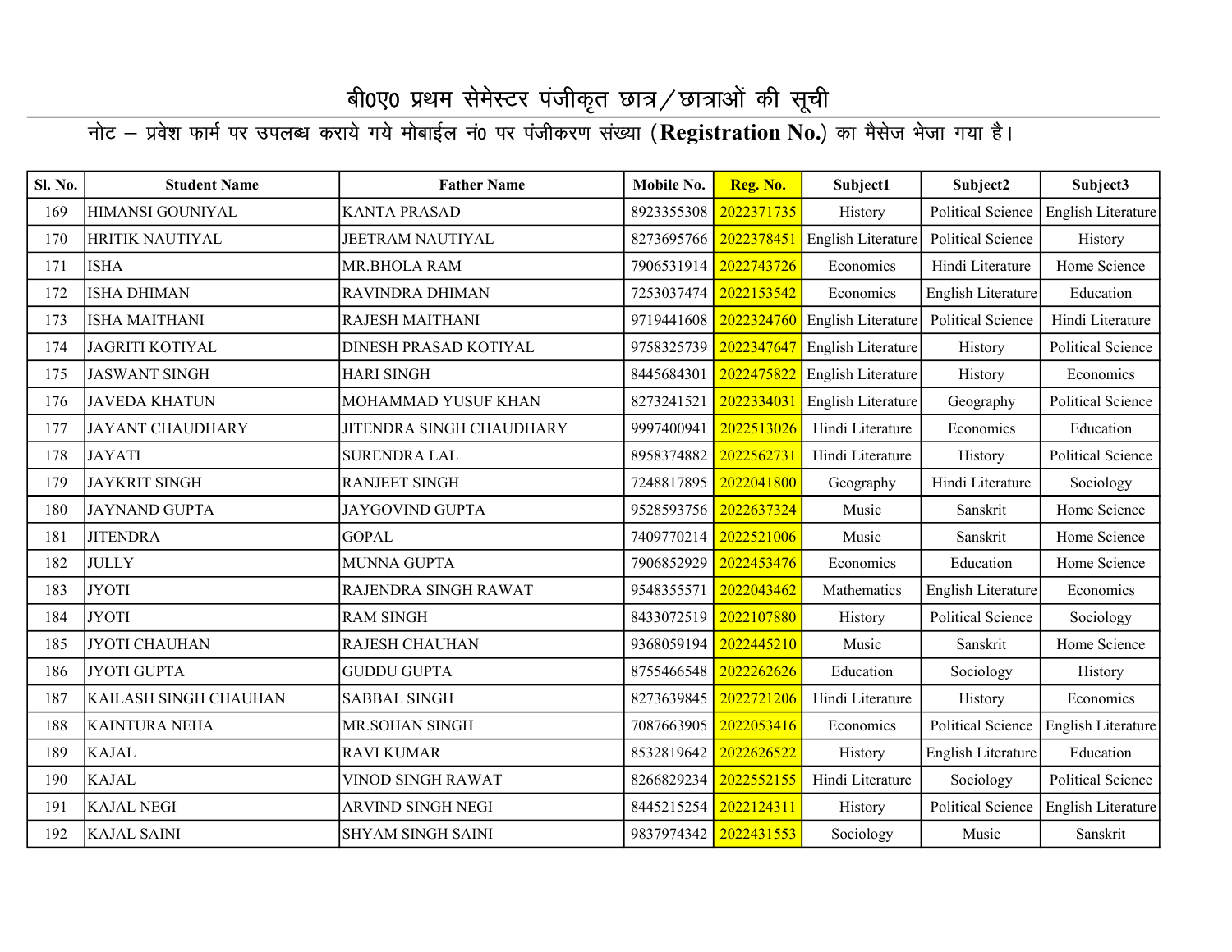# बी0ए0 प्रथम सेमेस्टर पंजीकृत छात्र/छात्राओं की सूची

नोट – प्रवेश फार्म पर उपलब्ध कराये गये मोबाईल नं0 पर पंजीकरण संख्या (**Registration No.**) का मैसेज भेजा गया है।

| Sl. No. | Student Name | Father Name | Mobile No. | Reg. No. | Subject1 | Subject2 | Subject3 |
|---|---|---|---|---|---|---|---|
| 169 | HIMANSI GOUNIYAL | KANTA PRASAD | 8923355308 | 2022371735 | History | Political Science | English Literature |
| 170 | HRITIK NAUTIYAL | JEETRAM NAUTIYAL | 8273695766 | 2022378451 | English Literature | Political Science | History |
| 171 | ISHA | MR.BHOLA RAM | 7906531914 | 2022743726 | Economics | Hindi Literature | Home Science |
| 172 | ISHA DHIMAN | RAVINDRA DHIMAN | 7253037474 | 2022153542 | Economics | English Literature | Education |
| 173 | ISHA MAITHANI | RAJESH MAITHANI | 9719441608 | 2022324760 | English Literature | Political Science | Hindi Literature |
| 174 | JAGRITI KOTIYAL | DINESH PRASAD KOTIYAL | 9758325739 | 2022347647 | English Literature | History | Political Science |
| 175 | JASWANT SINGH | HARI SINGH | 8445684301 | 2022475822 | English Literature | History | Economics |
| 176 | JAVEDA KHATUN | MOHAMMAD YUSUF KHAN | 8273241521 | 2022334031 | English Literature | Geography | Political Science |
| 177 | JAYANT CHAUDHARY | JITENDRA SINGH CHAUDHARY | 9997400941 | 2022513026 | Hindi Literature | Economics | Education |
| 178 | JAYATI | SURENDRA LAL | 8958374882 | 2022562731 | Hindi Literature | History | Political Science |
| 179 | JAYKRIT SINGH | RANJEET SINGH | 7248817895 | 2022041800 | Geography | Hindi Literature | Sociology |
| 180 | JAYNAND GUPTA | JAYGOVIND GUPTA | 9528593756 | 2022637324 | Music | Sanskrit | Home Science |
| 181 | JITENDRA | GOPAL | 7409770214 | 2022521006 | Music | Sanskrit | Home Science |
| 182 | JULLY | MUNNA GUPTA | 7906852929 | 2022453476 | Economics | Education | Home Science |
| 183 | JYOTI | RAJENDRA SINGH RAWAT | 9548355571 | 2022043462 | Mathematics | English Literature | Economics |
| 184 | JYOTI | RAM SINGH | 8433072519 | 2022107880 | History | Political Science | Sociology |
| 185 | JYOTI CHAUHAN | RAJESH CHAUHAN | 9368059194 | 2022445210 | Music | Sanskrit | Home Science |
| 186 | JYOTI GUPTA | GUDDU GUPTA | 8755466548 | 2022262626 | Education | Sociology | History |
| 187 | KAILASH SINGH CHAUHAN | SABBAL SINGH | 8273639845 | 2022721206 | Hindi Literature | History | Economics |
| 188 | KAINTURA NEHA | MR.SOHAN SINGH | 7087663905 | 2022053416 | Economics | Political Science | English Literature |
| 189 | KAJAL | RAVI KUMAR | 8532819642 | 2022626522 | History | English Literature | Education |
| 190 | KAJAL | VINOD SINGH RAWAT | 8266829234 | 2022552155 | Hindi Literature | Sociology | Political Science |
| 191 | KAJAL NEGI | ARVIND SINGH NEGI | 8445215254 | 2022124311 | History | Political Science | English Literature |
| 192 | KAJAL SAINI | SHYAM SINGH SAINI | 9837974342 | 2022431553 | Sociology | Music | Sanskrit |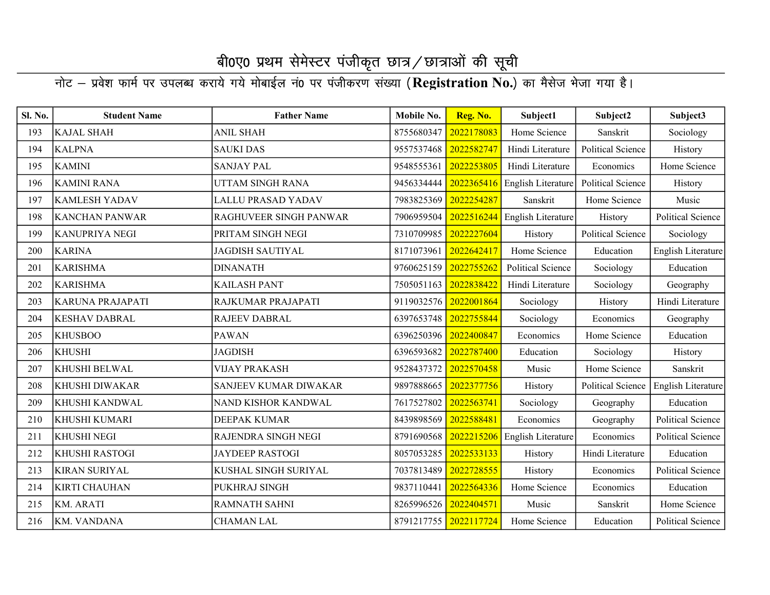# बी0ए0 प्रथम सेमेस्टर पंजीकृत छात्र/छात्राओं की सूची

नोट – प्रवेश फार्म पर उपलब्ध कराये गये मोबाईल नं0 पर पंजीकरण संख्या (**Registration No.**) का मैसेज भेजा गया है।

| Sl. No. | Student Name | Father Name | Mobile No. | Reg. No. | Subject1 | Subject2 | Subject3 |
|---|---|---|---|---|---|---|---|
| 193 | KAJAL SHAH | ANIL SHAH | 8755680347 | 2022178083 | Home Science | Sanskrit | Sociology |
| 194 | KALPNA | SAUKI DAS | 9557537468 | 2022582747 | Hindi Literature | Political Science | History |
| 195 | KAMINI | SANJAY PAL | 9548555361 | 2022253805 | Hindi Literature | Economics | Home Science |
| 196 | KAMINI RANA | UTTAM SINGH RANA | 9456334444 | 2022365416 | English Literature | Political Science | History |
| 197 | KAMLESH YADAV | LALLU PRASAD YADAV | 7983825369 | 2022254287 | Sanskrit | Home Science | Music |
| 198 | KANCHAN PANWAR | RAGHUVEER SINGH PANWAR | 7906959504 | 2022516244 | English Literature | History | Political Science |
| 199 | KANUPRIYA NEGI | PRITAM SINGH NEGI | 7310709985 | 2022227604 | History | Political Science | Sociology |
| 200 | KARINA | JAGDISH SAUTIYAL | 8171073961 | 2022642417 | Home Science | Education | English Literature |
| 201 | KARISHMA | DINANATH | 9760625159 | 2022755262 | Political Science | Sociology | Education |
| 202 | KARISHMA | KAILASH PANT | 7505051163 | 2022838422 | Hindi Literature | Sociology | Geography |
| 203 | KARUNA PRAJAPATI | RAJKUMAR PRAJAPATI | 9119032576 | 2022001864 | Sociology | History | Hindi Literature |
| 204 | KESHAV DABRAL | RAJEEV DABRAL | 6397653748 | 2022755844 | Sociology | Economics | Geography |
| 205 | KHUSBOO | PAWAN | 6396250396 | 2022400847 | Economics | Home Science | Education |
| 206 | KHUSHI | JAGDISH | 6396593682 | 2022787400 | Education | Sociology | History |
| 207 | KHUSHI BELWAL | VIJAY PRAKASH | 9528437372 | 2022570458 | Music | Home Science | Sanskrit |
| 208 | KHUSHI DIWAKAR | SANJEEV KUMAR DIWAKAR | 9897888665 | 2022377756 | History | Political Science | English Literature |
| 209 | KHUSHI KANDWAL | NAND KISHOR KANDWAL | 7617527802 | 2022563741 | Sociology | Geography | Education |
| 210 | KHUSHI KUMARI | DEEPAK KUMAR | 8439898569 | 2022588481 | Economics | Geography | Political Science |
| 211 | KHUSHI NEGI | RAJENDRA SINGH NEGI | 8791690568 | 2022215206 | English Literature | Economics | Political Science |
| 212 | KHUSHI RASTOGI | JAYDEEP RASTOGI | 8057053285 | 2022533133 | History | Hindi Literature | Education |
| 213 | KIRAN SURIYAL | KUSHAL SINGH SURIYAL | 7037813489 | 2022728555 | History | Economics | Political Science |
| 214 | KIRTI CHAUHAN | PUKHRAJ SINGH | 9837110441 | 2022564336 | Home Science | Economics | Education |
| 215 | KM. ARATI | RAMNATH SAHNI | 8265996526 | 2022404571 | Music | Sanskrit | Home Science |
| 216 | KM. VANDANA | CHAMAN LAL | 8791217755 | 2022117724 | Home Science | Education | Political Science |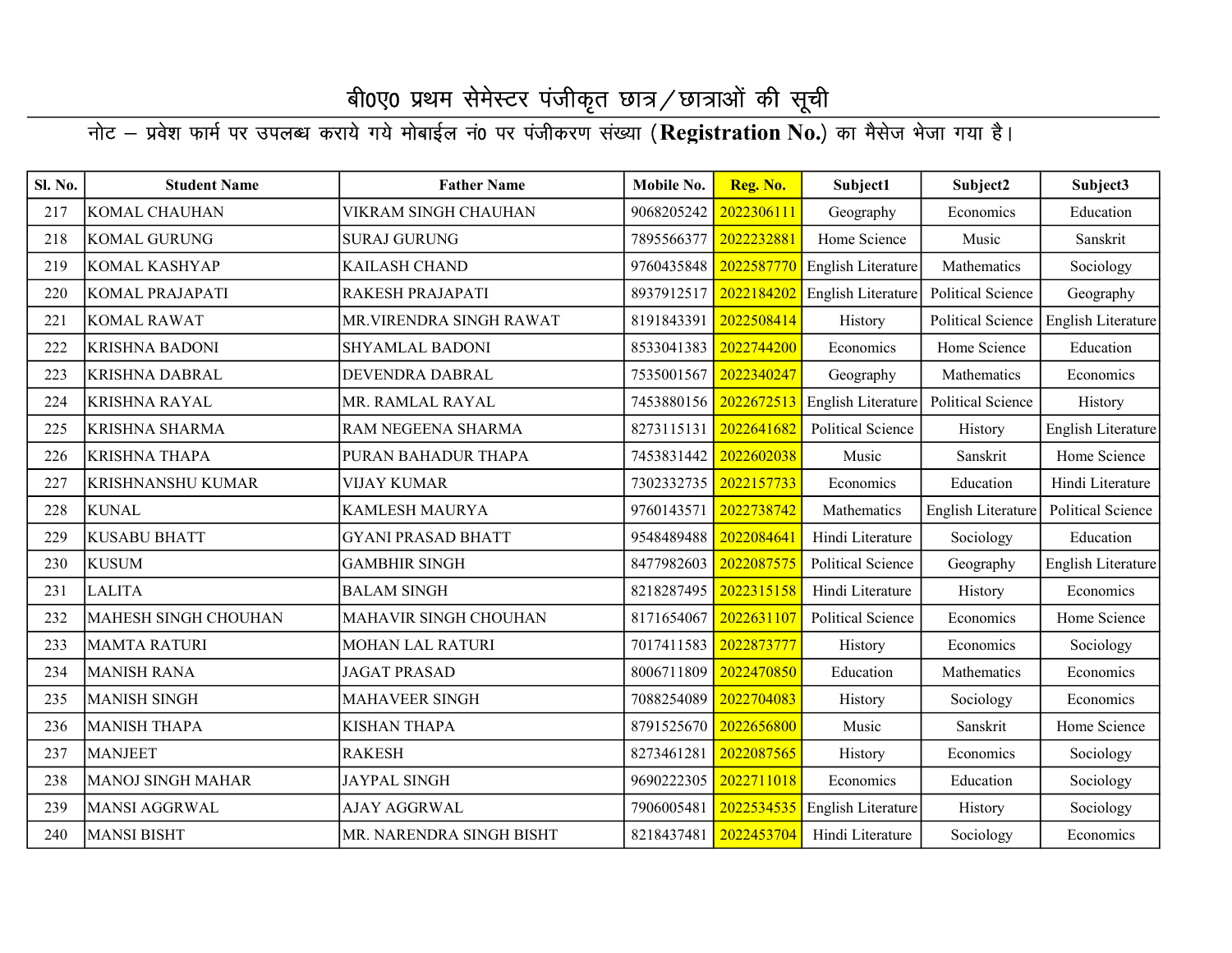# बी0ए0 प्रथम सेमेस्टर पंजीकृत छात्र/छात्राओं की सूची

नोट – प्रवेश फार्म पर उपलब्ध कराये गये मोबाईल नं0 पर पंजीकरण संख्या (**Registration No.**) का मैसेज भेजा गया है।

| Sl. No. | Student Name | Father Name | Mobile No. | Reg. No. | Subject1 | Subject2 | Subject3 |
|---|---|---|---|---|---|---|---|
| 217 | KOMAL CHAUHAN | VIKRAM SINGH CHAUHAN | 9068205242 | 2022306111 | Geography | Economics | Education |
| 218 | KOMAL GURUNG | SURAJ GURUNG | 7895566377 | 2022232881 | Home Science | Music | Sanskrit |
| 219 | KOMAL KASHYAP | KAILASH CHAND | 9760435848 | 2022587770 | English Literature | Mathematics | Sociology |
| 220 | KOMAL PRAJAPATI | RAKESH PRAJAPATI | 8937912517 | 2022184202 | English Literature | Political Science | Geography |
| 221 | KOMAL RAWAT | MR.VIRENDRA SINGH RAWAT | 8191843391 | 2022508414 | History | Political Science | English Literature |
| 222 | KRISHNA BADONI | SHYAMLAL BADONI | 8533041383 | 2022744200 | Economics | Home Science | Education |
| 223 | KRISHNA DABRAL | DEVENDRA DABRAL | 7535001567 | 2022340247 | Geography | Mathematics | Economics |
| 224 | KRISHNA RAYAL | MR. RAMLAL RAYAL | 7453880156 | 2022672513 | English Literature | Political Science | History |
| 225 | KRISHNA SHARMA | RAM NEGEENA SHARMA | 8273115131 | 2022641682 | Political Science | History | English Literature |
| 226 | KRISHNA THAPA | PURAN BAHADUR THAPA | 7453831442 | 2022602038 | Music | Sanskrit | Home Science |
| 227 | KRISHNANSHU KUMAR | VIJAY KUMAR | 7302332735 | 2022157733 | Economics | Education | Hindi Literature |
| 228 | KUNAL | KAMLESH MAURYA | 9760143571 | 2022738742 | Mathematics | English Literature | Political Science |
| 229 | KUSABU BHATT | GYANI PRASAD BHATT | 9548489488 | 2022084641 | Hindi Literature | Sociology | Education |
| 230 | KUSUM | GAMBHIR SINGH | 8477982603 | 2022087575 | Political Science | Geography | English Literature |
| 231 | LALITA | BALAM SINGH | 8218287495 | 2022315158 | Hindi Literature | History | Economics |
| 232 | MAHESH SINGH CHOUHAN | MAHAVIR SINGH CHOUHAN | 8171654067 | 2022631107 | Political Science | Economics | Home Science |
| 233 | MAMTA RATURI | MOHAN LAL RATURI | 7017411583 | 2022873777 | History | Economics | Sociology |
| 234 | MANISH RANA | JAGAT PRASAD | 8006711809 | 2022470850 | Education | Mathematics | Economics |
| 235 | MANISH SINGH | MAHAVEER SINGH | 7088254089 | 2022704083 | History | Sociology | Economics |
| 236 | MANISH THAPA | KISHAN THAPA | 8791525670 | 2022656800 | Music | Sanskrit | Home Science |
| 237 | MANJEET | RAKESH | 8273461281 | 2022087565 | History | Economics | Sociology |
| 238 | MANOJ SINGH MAHAR | JAYPAL SINGH | 9690222305 | 2022711018 | Economics | Education | Sociology |
| 239 | MANSI AGGRWAL | AJAY AGGRWAL | 7906005481 | 2022534535 | English Literature | History | Sociology |
| 240 | MANSI BISHT | MR. NARENDRA SINGH BISHT | 8218437481 | 2022453704 | Hindi Literature | Sociology | Economics |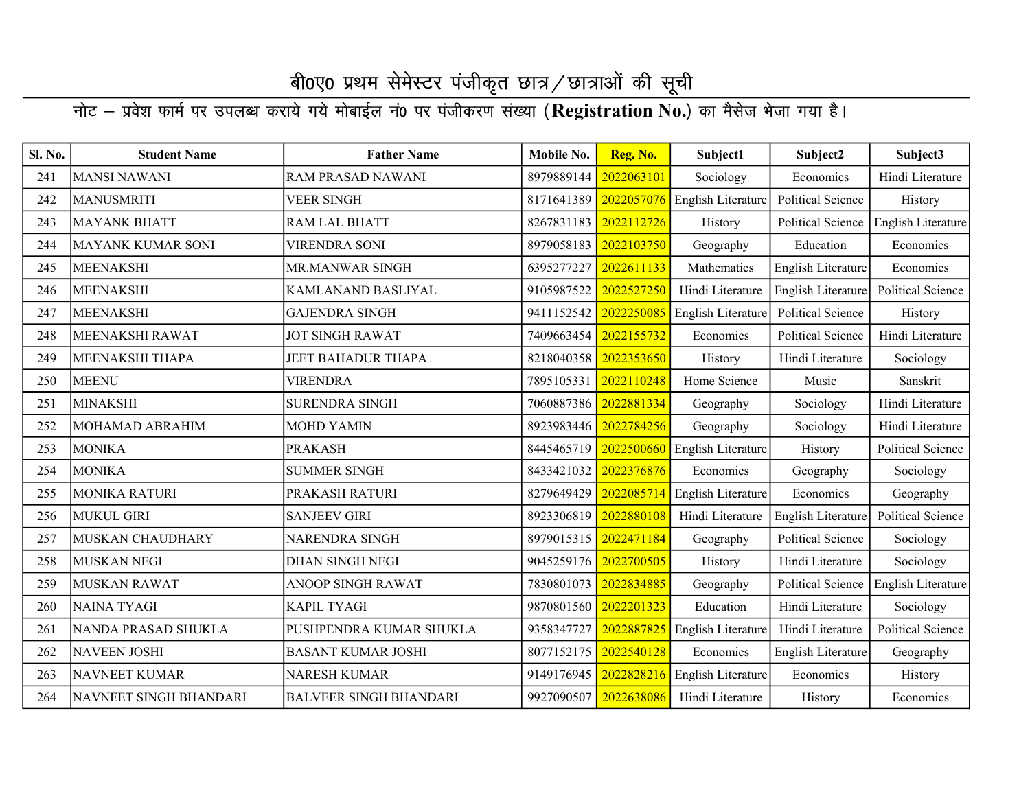# बी0ए0 प्रथम सेमेस्टर पंजीकृत छात्र/छात्राओं की सूची

नोट – प्रवेश फार्म पर उपलब्ध कराये गये मोबाईल नं0 पर पंजीकरण संख्या (**Registration No.**) का मैसेज भेजा गया है।

| Sl. No. | Student Name | Father Name | Mobile No. | Reg. No. | Subject1 | Subject2 | Subject3 |
|---|---|---|---|---|---|---|---|
| 241 | MANSI NAWANI | RAM PRASAD NAWANI | 8979889144 | 2022063101 | Sociology | Economics | Hindi Literature |
| 242 | MANUSMRITI | VEER SINGH | 8171641389 | 2022057076 | English Literature | Political Science | History |
| 243 | MAYANK BHATT | RAM LAL BHATT | 8267831183 | 2022112726 | History | Political Science | English Literature |
| 244 | MAYANK KUMAR SONI | VIRENDRA SONI | 8979058183 | 2022103750 | Geography | Education | Economics |
| 245 | MEENAKSHI | MR.MANWAR SINGH | 6395277227 | 2022611133 | Mathematics | English Literature | Economics |
| 246 | MEENAKSHI | KAMLANAND BASLIYAL | 9105987522 | 2022527250 | Hindi Literature | English Literature | Political Science |
| 247 | MEENAKSHI | GAJENDRA SINGH | 9411152542 | 2022250085 | English Literature | Political Science | History |
| 248 | MEENAKSHI RAWAT | JOT SINGH RAWAT | 7409663454 | 2022155732 | Economics | Political Science | Hindi Literature |
| 249 | MEENAKSHI THAPA | JEET BAHADUR THAPA | 8218040358 | 2022353650 | History | Hindi Literature | Sociology |
| 250 | MEENU | VIRENDRA | 7895105331 | 2022110248 | Home Science | Music | Sanskrit |
| 251 | MINAKSHI | SURENDRA SINGH | 7060887386 | 2022881334 | Geography | Sociology | Hindi Literature |
| 252 | MOHAMAD ABRAHIM | MOHD YAMIN | 8923983446 | 2022784256 | Geography | Sociology | Hindi Literature |
| 253 | MONIKA | PRAKASH | 8445465719 | 2022500660 | English Literature | History | Political Science |
| 254 | MONIKA | SUMMER SINGH | 8433421032 | 2022376876 | Economics | Geography | Sociology |
| 255 | MONIKA RATURI | PRAKASH RATURI | 8279649429 | 2022085714 | English Literature | Economics | Geography |
| 256 | MUKUL GIRI | SANJEEV GIRI | 8923306819 | 2022880108 | Hindi Literature | English Literature | Political Science |
| 257 | MUSKAN CHAUDHARY | NARENDRA SINGH | 8979015315 | 2022471184 | Geography | Political Science | Sociology |
| 258 | MUSKAN NEGI | DHAN SINGH NEGI | 9045259176 | 2022700505 | History | Hindi Literature | Sociology |
| 259 | MUSKAN RAWAT | ANOOP SINGH RAWAT | 7830801073 | 2022834885 | Geography | Political Science | English Literature |
| 260 | NAINA TYAGI | KAPIL TYAGI | 9870801560 | 2022201323 | Education | Hindi Literature | Sociology |
| 261 | NANDA PRASAD SHUKLA | PUSHPENDRA KUMAR SHUKLA | 9358347727 | 2022887825 | English Literature | Hindi Literature | Political Science |
| 262 | NAVEEN JOSHI | BASANT KUMAR JOSHI | 8077152175 | 2022540128 | Economics | English Literature | Geography |
| 263 | NAVNEET KUMAR | NARESH KUMAR | 9149176945 | 2022828216 | English Literature | Economics | History |
| 264 | NAVNEET SINGH BHANDARI | BALVEER SINGH BHANDARI | 9927090507 | 2022638086 | Hindi Literature | History | Economics |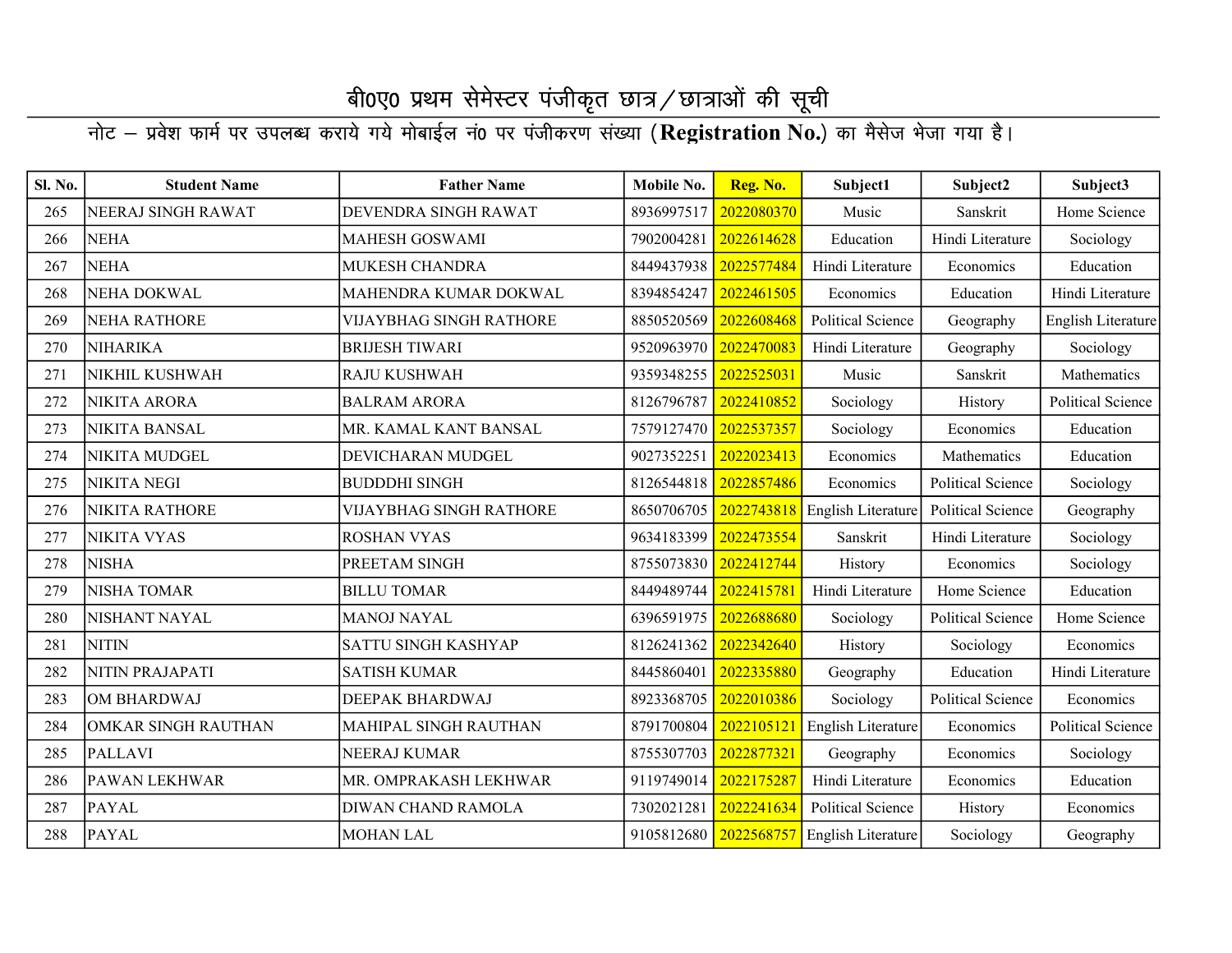# बी0ए0 प्रथम सेमेस्टर पंजीकृत छात्र/छात्राओं की सूची

नोट – प्रवेश फार्म पर उपलब्ध कराये गये मोबाईल नं0 पर पंजीकरण संख्या (**Registration No.**) का मैसेज भेजा गया है।

| Sl. No. | Student Name | Father Name | Mobile No. | Reg. No. | Subject1 | Subject2 | Subject3 |
|---|---|---|---|---|---|---|---|
| 265 | NEERAJ SINGH RAWAT | DEVENDRA SINGH RAWAT | 8936997517 | 2022080370 | Music | Sanskrit | Home Science |
| 266 | NEHA | MAHESH GOSWAMI | 7902004281 | 2022614628 | Education | Hindi Literature | Sociology |
| 267 | NEHA | MUKESH CHANDRA | 8449437938 | 2022577484 | Hindi Literature | Economics | Education |
| 268 | NEHA DOKWAL | MAHENDRA KUMAR DOKWAL | 8394854247 | 2022461505 | Economics | Education | Hindi Literature |
| 269 | NEHA RATHORE | VIJAYBHAG SINGH RATHORE | 8850520569 | 2022608468 | Political Science | Geography | English Literature |
| 270 | NIHARIKA | BRIJESH TIWARI | 9520963970 | 2022470083 | Hindi Literature | Geography | Sociology |
| 271 | NIKHIL KUSHWAH | RAJU KUSHWAH | 9359348255 | 2022525031 | Music | Sanskrit | Mathematics |
| 272 | NIKITA ARORA | BALRAM ARORA | 8126796787 | 2022410852 | Sociology | History | Political Science |
| 273 | NIKITA BANSAL | MR. KAMAL KANT BANSAL | 7579127470 | 2022537357 | Sociology | Economics | Education |
| 274 | NIKITA MUDGEL | DEVICHARAN MUDGEL | 9027352251 | 2022023413 | Economics | Mathematics | Education |
| 275 | NIKITA NEGI | BUDDDHI SINGH | 8126544818 | 2022857486 | Economics | Political Science | Sociology |
| 276 | NIKITA RATHORE | VIJAYBHAG SINGH RATHORE | 8650706705 | 2022743818 | English Literature | Political Science | Geography |
| 277 | NIKITA VYAS | ROSHAN VYAS | 9634183399 | 2022473554 | Sanskrit | Hindi Literature | Sociology |
| 278 | NISHA | PREETAM SINGH | 8755073830 | 2022412744 | History | Economics | Sociology |
| 279 | NISHA TOMAR | BILLU TOMAR | 8449489744 | 2022415781 | Hindi Literature | Home Science | Education |
| 280 | NISHANT NAYAL | MANOJ NAYAL | 6396591975 | 2022688680 | Sociology | Political Science | Home Science |
| 281 | NITIN | SATTU SINGH KASHYAP | 8126241362 | 2022342640 | History | Sociology | Economics |
| 282 | NITIN PRAJAPATI | SATISH KUMAR | 8445860401 | 2022335880 | Geography | Education | Hindi Literature |
| 283 | OM BHARDWAJ | DEEPAK BHARDWAJ | 8923368705 | 2022010386 | Sociology | Political Science | Economics |
| 284 | OMKAR SINGH RAUTHAN | MAHIPAL SINGH RAUTHAN | 8791700804 | 2022105121 | English Literature | Economics | Political Science |
| 285 | PALLAVI | NEERAJ KUMAR | 8755307703 | 2022877321 | Geography | Economics | Sociology |
| 286 | PAWAN LEKHWAR | MR. OMPRAKASH LEKHWAR | 9119749014 | 2022175287 | Hindi Literature | Economics | Education |
| 287 | PAYAL | DIWAN CHAND RAMOLA | 7302021281 | 2022241634 | Political Science | History | Economics |
| 288 | PAYAL | MOHAN LAL | 9105812680 | 2022568757 | English Literature | Sociology | Geography |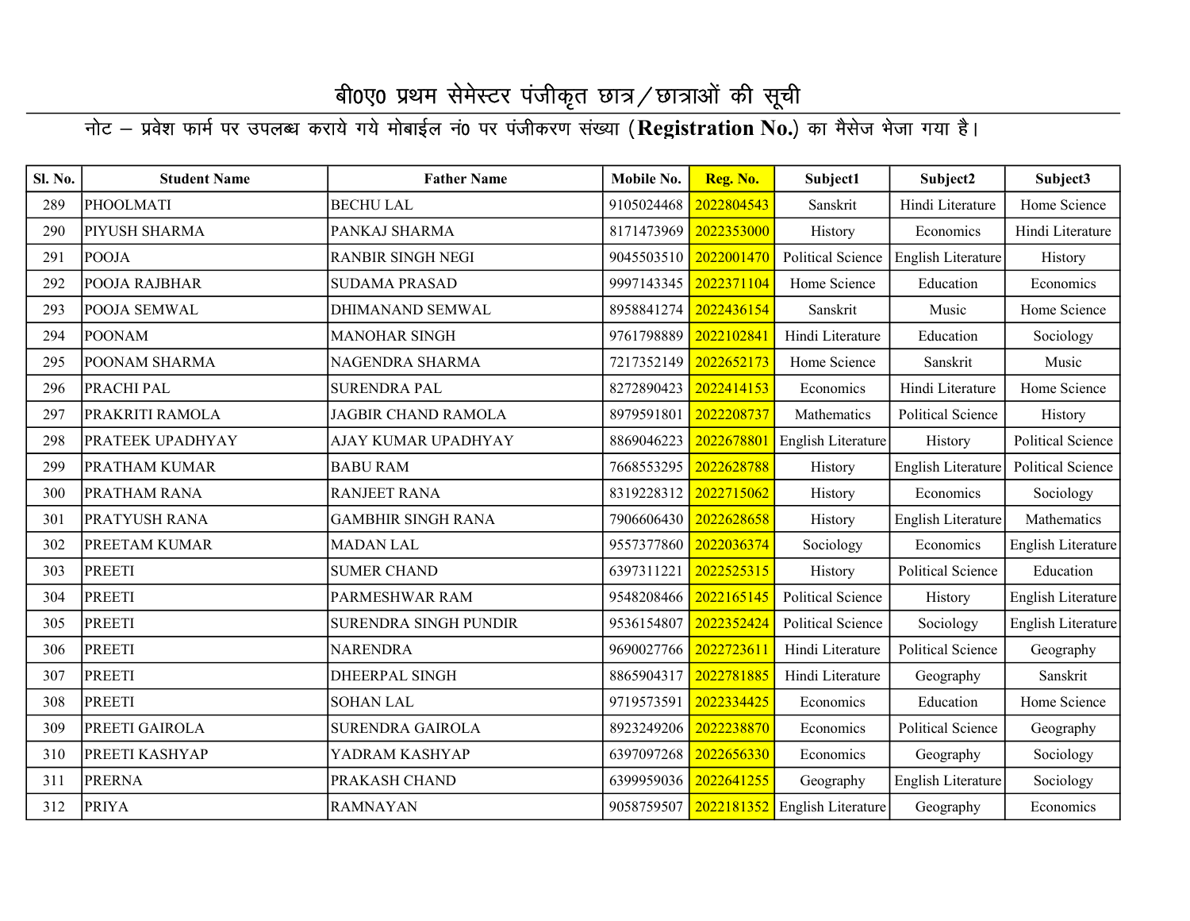# बी0ए0 प्रथम सेमेस्टर पंजीकृत छात्र/छात्राओं की सूची

नोट – प्रवेश फार्म पर उपलब्ध कराये गये मोबाईल नं0 पर पंजीकरण संख्या (**Registration No.**) का मैसेज भेजा गया है।

| Sl. No. | Student Name | Father Name | Mobile No. | Reg. No. | Subject1 | Subject2 | Subject3 |
|---|---|---|---|---|---|---|---|
| 289 | PHOOLMATI | BECHU LAL | 9105024468 | 2022804543 | Sanskrit | Hindi Literature | Home Science |
| 290 | PIYUSH SHARMA | PANKAJ SHARMA | 8171473969 | 2022353000 | History | Economics | Hindi Literature |
| 291 | POOJA | RANBIR SINGH NEGI | 9045503510 | 2022001470 | Political Science | English Literature | History |
| 292 | POOJA RAJBHAR | SUDAMA PRASAD | 9997143345 | 2022371104 | Home Science | Education | Economics |
| 293 | POOJA SEMWAL | DHIMANAND SEMWAL | 8958841274 | 2022436154 | Sanskrit | Music | Home Science |
| 294 | POONAM | MANOHAR SINGH | 9761798889 | 2022102841 | Hindi Literature | Education | Sociology |
| 295 | POONAM SHARMA | NAGENDRA SHARMA | 7217352149 | 2022652173 | Home Science | Sanskrit | Music |
| 296 | PRACHI PAL | SURENDRA PAL | 8272890423 | 2022414153 | Economics | Hindi Literature | Home Science |
| 297 | PRAKRITI RAMOLA | JAGBIR CHAND RAMOLA | 8979591801 | 2022208737 | Mathematics | Political Science | History |
| 298 | PRATEEK UPADHYAY | AJAY KUMAR UPADHYAY | 8869046223 | 2022678801 | English Literature | History | Political Science |
| 299 | PRATHAM KUMAR | BABU RAM | 7668553295 | 2022628788 | History | English Literature | Political Science |
| 300 | PRATHAM RANA | RANJEET RANA | 8319228312 | 2022715062 | History | Economics | Sociology |
| 301 | PRATYUSH RANA | GAMBHIR SINGH RANA | 7906606430 | 2022628658 | History | English Literature | Mathematics |
| 302 | PREETAM KUMAR | MADAN LAL | 9557377860 | 2022036374 | Sociology | Economics | English Literature |
| 303 | PREETI | SUMER CHAND | 6397311221 | 2022525315 | History | Political Science | Education |
| 304 | PREETI | PARMESHWAR RAM | 9548208466 | 2022165145 | Political Science | History | English Literature |
| 305 | PREETI | SURENDRA SINGH PUNDIR | 9536154807 | 2022352424 | Political Science | Sociology | English Literature |
| 306 | PREETI | NARENDRA | 9690027766 | 2022723611 | Hindi Literature | Political Science | Geography |
| 307 | PREETI | DHEERPAL SINGH | 8865904317 | 2022781885 | Hindi Literature | Geography | Sanskrit |
| 308 | PREETI | SOHAN LAL | 9719573591 | 2022334425 | Economics | Education | Home Science |
| 309 | PREETI GAIROLA | SURENDRA GAIROLA | 8923249206 | 2022238870 | Economics | Political Science | Geography |
| 310 | PREETI KASHYAP | YADRAM KASHYAP | 6397097268 | 2022656330 | Economics | Geography | Sociology |
| 311 | PRERNA | PRAKASH CHAND | 6399959036 | 2022641255 | Geography | English Literature | Sociology |
| 312 | PRIYA | RAMNAYAN | 9058759507 | 2022181352 | English Literature | Geography | Economics |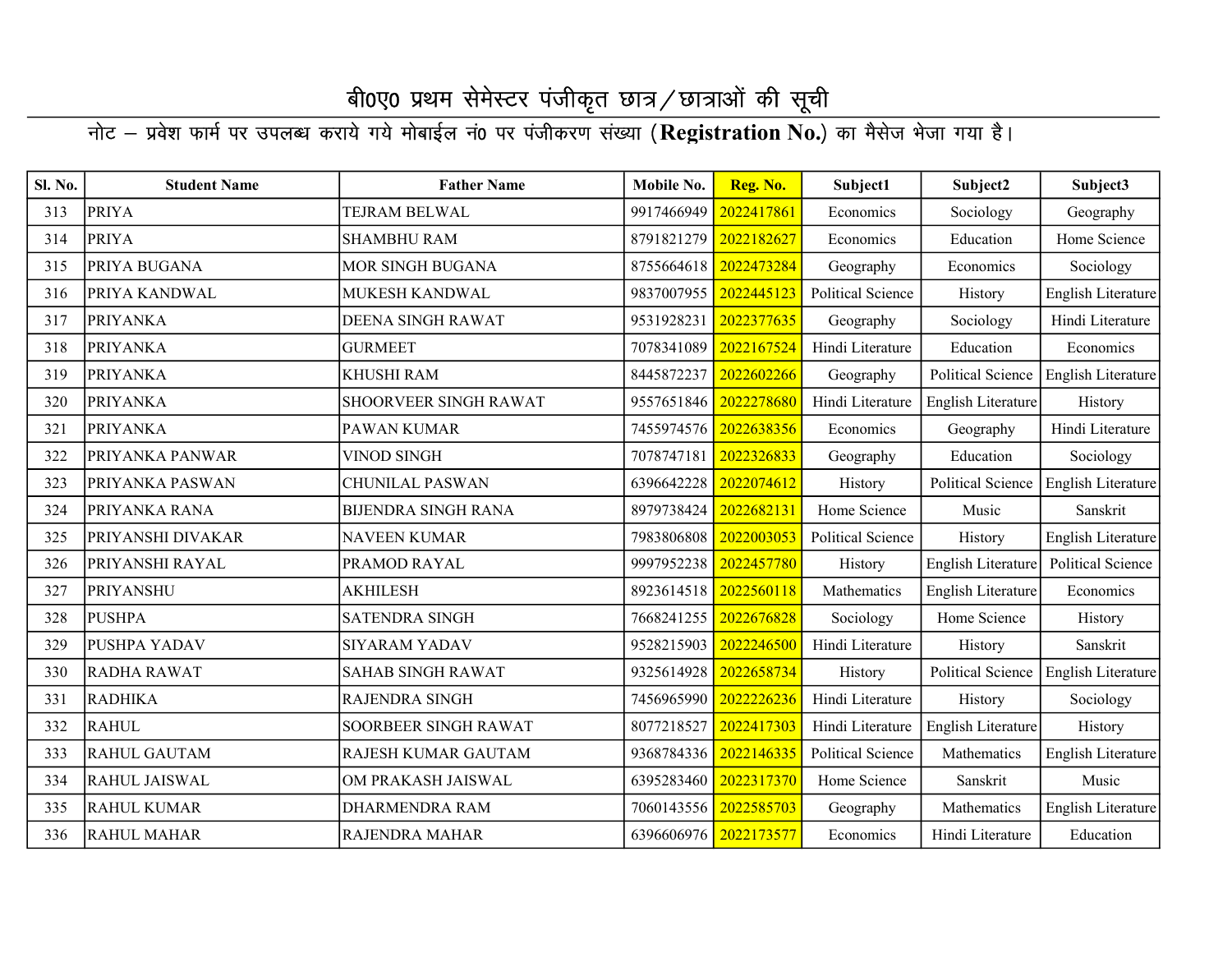# बी0ए0 प्रथम सेमेस्टर पंजीकृत छात्र/छात्राओं की सूची

नोट – प्रवेश फार्म पर उपलब्ध कराये गये मोबाईल नं0 पर पंजीकरण संख्या (**Registration No.**) का मैसेज भेजा गया है।

| Sl. No. | Student Name | Father Name | Mobile No. | Reg. No. | Subject1 | Subject2 | Subject3 |
|---|---|---|---|---|---|---|---|
| 313 | PRIYA | TEJRAM BELWAL | 9917466949 | 2022417861 | Economics | Sociology | Geography |
| 314 | PRIYA | SHAMBHU RAM | 8791821279 | 2022182627 | Economics | Education | Home Science |
| 315 | PRIYA BUGANA | MOR SINGH BUGANA | 8755664618 | 2022473284 | Geography | Economics | Sociology |
| 316 | PRIYA KANDWAL | MUKESH KANDWAL | 9837007955 | 2022445123 | Political Science | History | English Literature |
| 317 | PRIYANKA | DEENA SINGH RAWAT | 9531928231 | 2022377635 | Geography | Sociology | Hindi Literature |
| 318 | PRIYANKA | GURMEET | 7078341089 | 2022167524 | Hindi Literature | Education | Economics |
| 319 | PRIYANKA | KHUSHI RAM | 8445872237 | 2022602266 | Geography | Political Science | English Literature |
| 320 | PRIYANKA | SHOORVEER SINGH RAWAT | 9557651846 | 2022278680 | Hindi Literature | English Literature | History |
| 321 | PRIYANKA | PAWAN KUMAR | 7455974576 | 2022638356 | Economics | Geography | Hindi Literature |
| 322 | PRIYANKA PANWAR | VINOD SINGH | 7078747181 | 2022326833 | Geography | Education | Sociology |
| 323 | PRIYANKA PASWAN | CHUNILAL PASWAN | 6396642228 | 2022074612 | History | Political Science | English Literature |
| 324 | PRIYANKA RANA | BIJENDRA SINGH RANA | 8979738424 | 2022682131 | Home Science | Music | Sanskrit |
| 325 | PRIYANSHI DIVAKAR | NAVEEN KUMAR | 7983806808 | 2022003053 | Political Science | History | English Literature |
| 326 | PRIYANSHI RAYAL | PRAMOD RAYAL | 9997952238 | 2022457780 | History | English Literature | Political Science |
| 327 | PRIYANSHU | AKHILESH | 8923614518 | 2022560118 | Mathematics | English Literature | Economics |
| 328 | PUSHPA | SATENDRA SINGH | 7668241255 | 2022676828 | Sociology | Home Science | History |
| 329 | PUSHPA YADAV | SIYARAM YADAV | 9528215903 | 2022246500 | Hindi Literature | History | Sanskrit |
| 330 | RADHA RAWAT | SAHAB SINGH RAWAT | 9325614928 | 2022658734 | History | Political Science | English Literature |
| 331 | RADHIKA | RAJENDRA SINGH | 7456965990 | 2022226236 | Hindi Literature | History | Sociology |
| 332 | RAHUL | SOORBEER SINGH RAWAT | 8077218527 | 2022417303 | Hindi Literature | English Literature | History |
| 333 | RAHUL GAUTAM | RAJESH KUMAR GAUTAM | 9368784336 | 2022146335 | Political Science | Mathematics | English Literature |
| 334 | RAHUL JAISWAL | OM PRAKASH JAISWAL | 6395283460 | 2022317370 | Home Science | Sanskrit | Music |
| 335 | RAHUL KUMAR | DHARMENDRA RAM | 7060143556 | 2022585703 | Geography | Mathematics | English Literature |
| 336 | RAHUL MAHAR | RAJENDRA MAHAR | 6396606976 | 2022173577 | Economics | Hindi Literature | Education |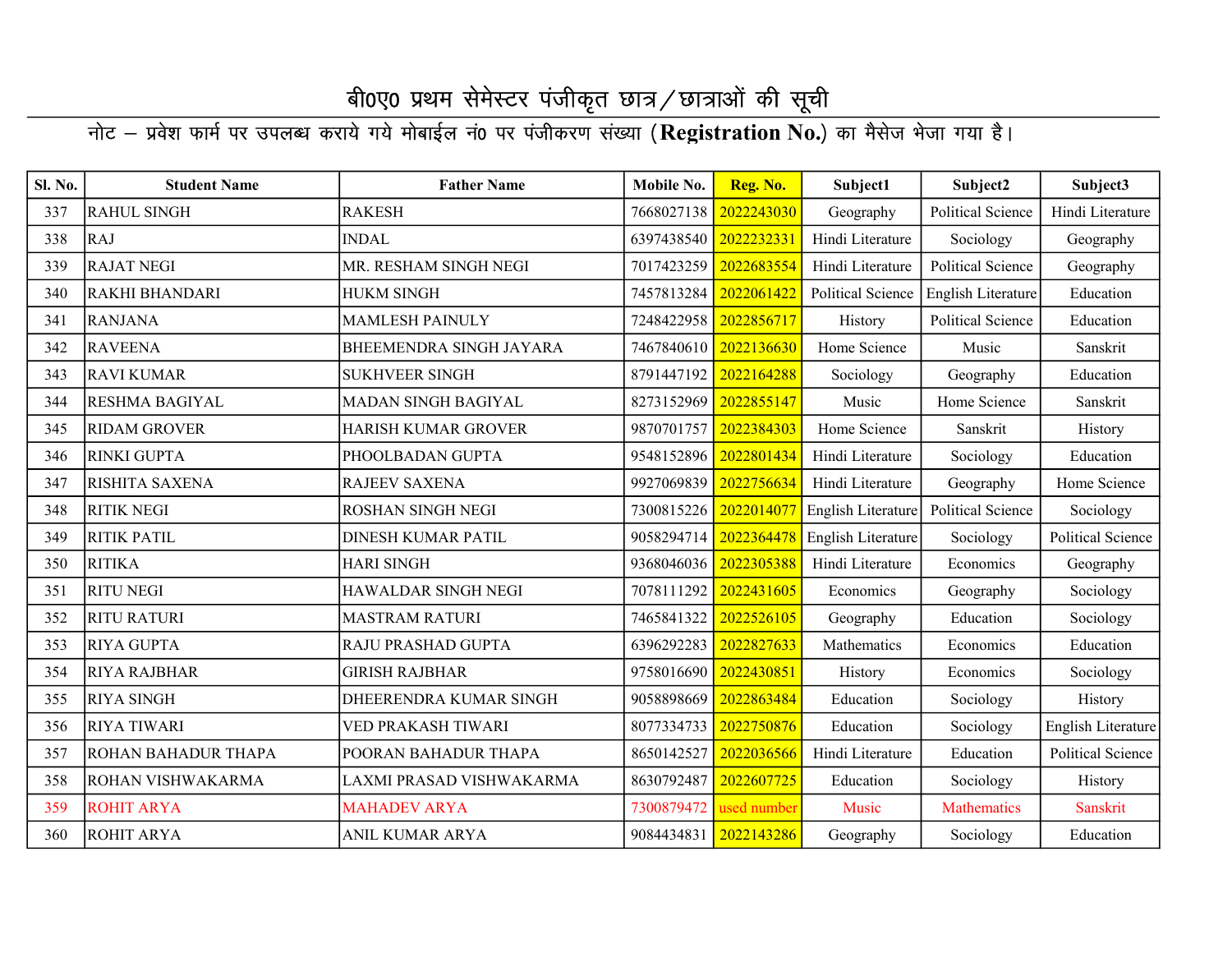# बी0ए0 प्रथम सेमेस्टर पंजीकृत छात्र/छात्राओं की सूची

नोट – प्रवेश फार्म पर उपलब्ध कराये गये मोबाईल नं0 पर पंजीकरण संख्या (**Registration No.**) का मैसेज भेजा गया है।

| Sl. No. | Student Name | Father Name | Mobile No. | Reg. No. | Subject1 | Subject2 | Subject3 |
|---|---|---|---|---|---|---|---|
| 337 | RAHUL SINGH | RAKESH | 7668027138 | 2022243030 | Geography | Political Science | Hindi Literature |
| 338 | RAJ | INDAL | 6397438540 | 2022232331 | Hindi Literature | Sociology | Geography |
| 339 | RAJAT NEGI | MR. RESHAM SINGH NEGI | 7017423259 | 2022683554 | Hindi Literature | Political Science | Geography |
| 340 | RAKHI BHANDARI | HUKM SINGH | 7457813284 | 2022061422 | Political Science | English Literature | Education |
| 341 | RANJANA | MAMLESH PAINULY | 7248422958 | 2022856717 | History | Political Science | Education |
| 342 | RAVEENA | BHEEMENDRA SINGH JAYARA | 7467840610 | 2022136630 | Home Science | Music | Sanskrit |
| 343 | RAVI KUMAR | SUKHVEER SINGH | 8791447192 | 2022164288 | Sociology | Geography | Education |
| 344 | RESHMA BAGIYAL | MADAN SINGH BAGIYAL | 8273152969 | 2022855147 | Music | Home Science | Sanskrit |
| 345 | RIDAM GROVER | HARISH KUMAR GROVER | 9870701757 | 2022384303 | Home Science | Sanskrit | History |
| 346 | RINKI GUPTA | PHOOLBADAN GUPTA | 9548152896 | 2022801434 | Hindi Literature | Sociology | Education |
| 347 | RISHITA SAXENA | RAJEEV SAXENA | 9927069839 | 2022756634 | Hindi Literature | Geography | Home Science |
| 348 | RITIK NEGI | ROSHAN SINGH NEGI | 7300815226 | 2022014077 | English Literature | Political Science | Sociology |
| 349 | RITIK PATIL | DINESH KUMAR PATIL | 9058294714 | 2022364478 | English Literature | Sociology | Political Science |
| 350 | RITIKA | HARI SINGH | 9368046036 | 2022305388 | Hindi Literature | Economics | Geography |
| 351 | RITU NEGI | HAWALDAR SINGH NEGI | 7078111292 | 2022431605 | Economics | Geography | Sociology |
| 352 | RITU RATURI | MASTRAM RATURI | 7465841322 | 2022526105 | Geography | Education | Sociology |
| 353 | RIYA GUPTA | RAJU PRASHAD GUPTA | 6396292283 | 2022827633 | Mathematics | Economics | Education |
| 354 | RIYA RAJBHAR | GIRISH RAJBHAR | 9758016690 | 2022430851 | History | Economics | Sociology |
| 355 | RIYA SINGH | DHEERENDRA KUMAR SINGH | 9058898669 | 2022863484 | Education | Sociology | History |
| 356 | RIYA TIWARI | VED PRAKASH TIWARI | 8077334733 | 2022750876 | Education | Sociology | English Literature |
| 357 | ROHAN BAHADUR THAPA | POORAN BAHADUR THAPA | 8650142527 | 2022036566 | Hindi Literature | Education | Political Science |
| 358 | ROHAN VISHWAKARMA | LAXMI PRASAD VISHWAKARMA | 8630792487 | 2022607725 | Education | Sociology | History |
| 359 | ROHIT ARYA | MAHADEV ARYA | 7300879472 | used number | Music | Mathematics | Sanskrit |
| 360 | ROHIT ARYA | ANIL KUMAR ARYA | 9084434831 | 2022143286 | Geography | Sociology | Education |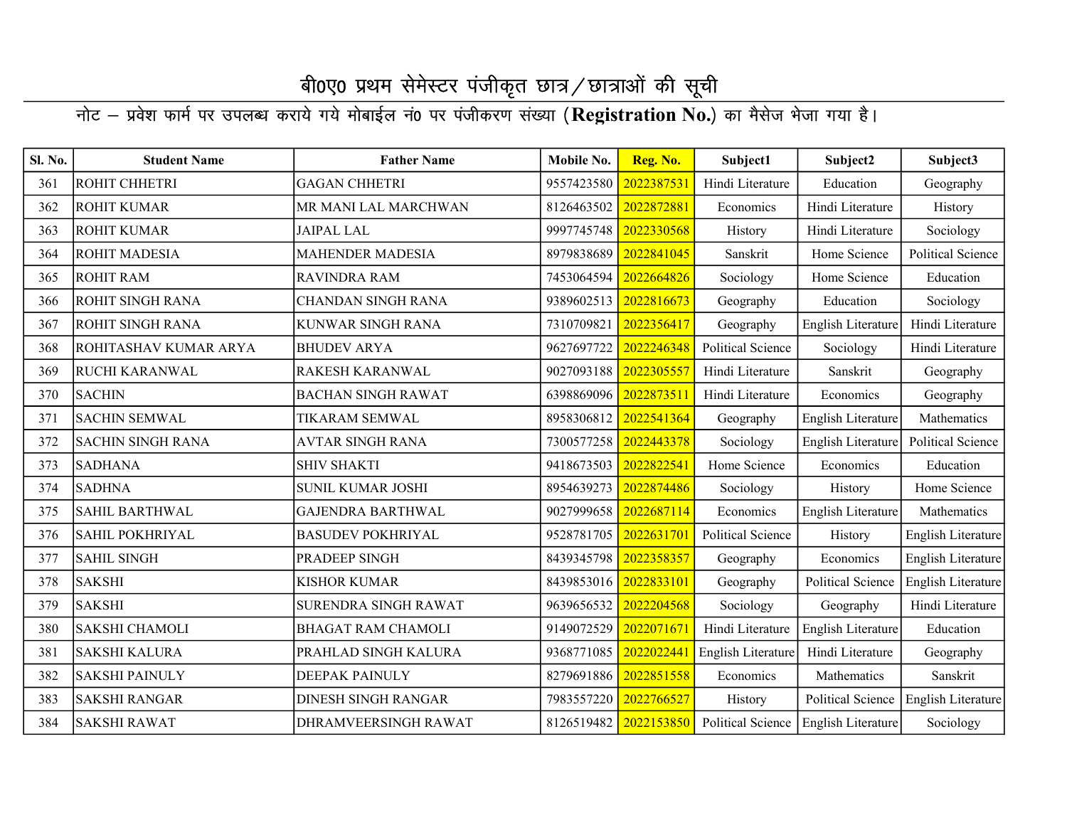# बी0ए0 प्रथम सेमेस्टर पंजीकृत छात्र/छात्राओं की सूची

नोट – प्रवेश फार्म पर उपलब्ध कराये गये मोबाईल नं0 पर पंजीकरण संख्या (**Registration No.**) का मैसेज भेजा गया है।

| Sl. No. | Student Name | Father Name | Mobile No. | Reg. No. | Subject1 | Subject2 | Subject3 |
|---|---|---|---|---|---|---|---|
| 361 | ROHIT CHHETRI | GAGAN CHHETRI | 9557423580 | 2022387531 | Hindi Literature | Education | Geography |
| 362 | ROHIT KUMAR | MR MANI LAL MARCHWAN | 8126463502 | 2022872881 | Economics | Hindi Literature | History |
| 363 | ROHIT KUMAR | JAIPAL LAL | 9997745748 | 2022330568 | History | Hindi Literature | Sociology |
| 364 | ROHIT MADESIA | MAHENDER MADESIA | 8979838689 | 2022841045 | Sanskrit | Home Science | Political Science |
| 365 | ROHIT RAM | RAVINDRA RAM | 7453064594 | 2022664826 | Sociology | Home Science | Education |
| 366 | ROHIT SINGH RANA | CHANDAN SINGH RANA | 9389602513 | 2022816673 | Geography | Education | Sociology |
| 367 | ROHIT SINGH RANA | KUNWAR SINGH RANA | 7310709821 | 2022356417 | Geography | English Literature | Hindi Literature |
| 368 | ROHITASHAV KUMAR ARYA | BHUDEV ARYA | 9627697722 | 2022246348 | Political Science | Sociology | Hindi Literature |
| 369 | RUCHI KARANWAL | RAKESH KARANWAL | 9027093188 | 2022305557 | Hindi Literature | Sanskrit | Geography |
| 370 | SACHIN | BACHAN SINGH RAWAT | 6398869096 | 2022873511 | Hindi Literature | Economics | Geography |
| 371 | SACHIN SEMWAL | TIKARAM SEMWAL | 8958306812 | 2022541364 | Geography | English Literature | Mathematics |
| 372 | SACHIN SINGH RANA | AVTAR SINGH RANA | 7300577258 | 2022443378 | Sociology | English Literature | Political Science |
| 373 | SADHANA | SHIV SHAKTI | 9418673503 | 2022822541 | Home Science | Economics | Education |
| 374 | SADHNA | SUNIL KUMAR JOSHI | 8954639273 | 2022874486 | Sociology | History | Home Science |
| 375 | SAHIL BARTHWAL | GAJENDRA BARTHWAL | 9027999658 | 2022687114 | Economics | English Literature | Mathematics |
| 376 | SAHIL POKHRIYAL | BASUDEV POKHRIYAL | 9528781705 | 2022631701 | Political Science | History | English Literature |
| 377 | SAHIL SINGH | PRADEEP SINGH | 8439345798 | 2022358357 | Geography | Economics | English Literature |
| 378 | SAKSHI | KISHOR KUMAR | 8439853016 | 2022833101 | Geography | Political Science | English Literature |
| 379 | SAKSHI | SURENDRA SINGH RAWAT | 9639656532 | 2022204568 | Sociology | Geography | Hindi Literature |
| 380 | SAKSHI CHAMOLI | BHAGAT RAM CHAMOLI | 9149072529 | 2022071671 | Hindi Literature | English Literature | Education |
| 381 | SAKSHI KALURA | PRAHLAD SINGH KALURA | 9368771085 | 2022022441 | English Literature | Hindi Literature | Geography |
| 382 | SAKSHI PAINULY | DEEPAK PAINULY | 8279691886 | 2022851558 | Economics | Mathematics | Sanskrit |
| 383 | SAKSHI RANGAR | DINESH SINGH RANGAR | 7983557220 | 2022766527 | History | Political Science | English Literature |
| 384 | SAKSHI RAWAT | DHRAMVEERSINGH RAWAT | 8126519482 | 2022153850 | Political Science | English Literature | Sociology |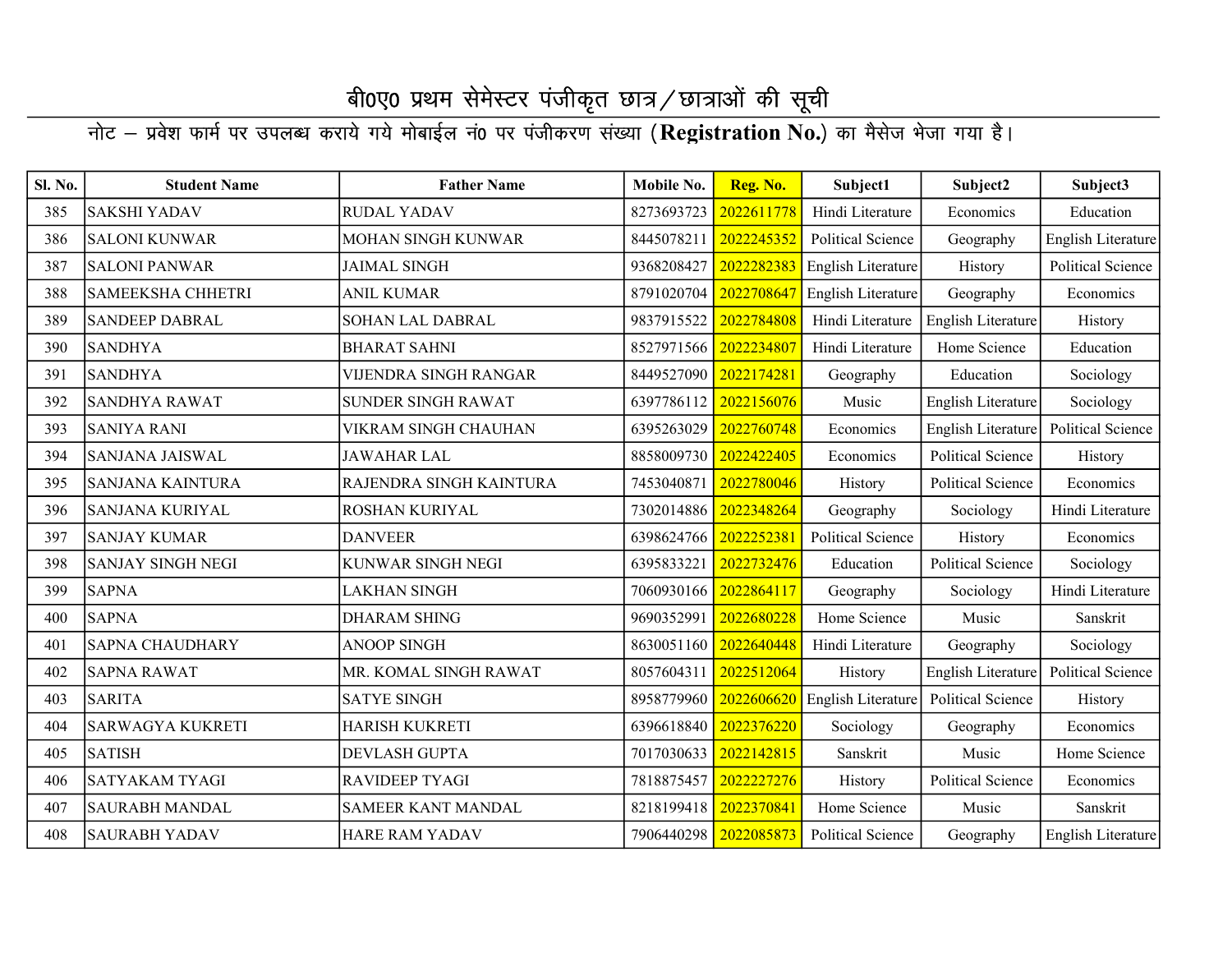# बी0ए0 प्रथम सेमेस्टर पंजीकृत छात्र/छात्राओं की सूची

नोट – प्रवेश फार्म पर उपलब्ध कराये गये मोबाईल नं0 पर पंजीकरण संख्या (**Registration No.**) का मैसेज भेजा गया है।

| Sl. No. | Student Name | Father Name | Mobile No. | Reg. No. | Subject1 | Subject2 | Subject3 |
|---|---|---|---|---|---|---|---|
| 385 | SAKSHI YADAV | RUDAL YADAV | 8273693723 | 2022611778 | Hindi Literature | Economics | Education |
| 386 | SALONI KUNWAR | MOHAN SINGH KUNWAR | 8445078211 | 2022245352 | Political Science | Geography | English Literature |
| 387 | SALONI PANWAR | JAIMAL SINGH | 9368208427 | 2022282383 | English Literature | History | Political Science |
| 388 | SAMEEKSHA CHHETRI | ANIL KUMAR | 8791020704 | 2022708647 | English Literature | Geography | Economics |
| 389 | SANDEEP DABRAL | SOHAN LAL DABRAL | 9837915522 | 2022784808 | Hindi Literature | English Literature | History |
| 390 | SANDHYA | BHARAT SAHNI | 8527971566 | 2022234807 | Hindi Literature | Home Science | Education |
| 391 | SANDHYA | VIJENDRA SINGH RANGAR | 8449527090 | 2022174281 | Geography | Education | Sociology |
| 392 | SANDHYA RAWAT | SUNDER SINGH RAWAT | 6397786112 | 2022156076 | Music | English Literature | Sociology |
| 393 | SANIYA RANI | VIKRAM SINGH CHAUHAN | 6395263029 | 2022760748 | Economics | English Literature | Political Science |
| 394 | SANJANA JAISWAL | JAWAHAR LAL | 8858009730 | 2022422405 | Economics | Political Science | History |
| 395 | SANJANA KAINTURA | RAJENDRA SINGH KAINTURA | 7453040871 | 2022780046 | History | Political Science | Economics |
| 396 | SANJANA KURIYAL | ROSHAN KURIYAL | 7302014886 | 2022348264 | Geography | Sociology | Hindi Literature |
| 397 | SANJAY KUMAR | DANVEER | 6398624766 | 2022252381 | Political Science | History | Economics |
| 398 | SANJAY SINGH NEGI | KUNWAR SINGH NEGI | 6395833221 | 2022732476 | Education | Political Science | Sociology |
| 399 | SAPNA | LAKHAN SINGH | 7060930166 | 2022864117 | Geography | Sociology | Hindi Literature |
| 400 | SAPNA | DHARAM SHING | 9690352991 | 2022680228 | Home Science | Music | Sanskrit |
| 401 | SAPNA CHAUDHARY | ANOOP SINGH | 8630051160 | 2022640448 | Hindi Literature | Geography | Sociology |
| 402 | SAPNA RAWAT | MR. KOMAL SINGH RAWAT | 8057604311 | 2022512064 | History | English Literature | Political Science |
| 403 | SARITA | SATYE SINGH | 8958779960 | 2022606620 | English Literature | Political Science | History |
| 404 | SARWAGYA KUKRETI | HARISH KUKRETI | 6396618840 | 2022376220 | Sociology | Geography | Economics |
| 405 | SATISH | DEVLASH GUPTA | 7017030633 | 2022142815 | Sanskrit | Music | Home Science |
| 406 | SATYAKAM TYAGI | RAVIDEEP TYAGI | 7818875457 | 2022227276 | History | Political Science | Economics |
| 407 | SAURABH MANDAL | SAMEER KANT MANDAL | 8218199418 | 2022370841 | Home Science | Music | Sanskrit |
| 408 | SAURABH YADAV | HARE RAM YADAV | 7906440298 | 2022085873 | Political Science | Geography | English Literature |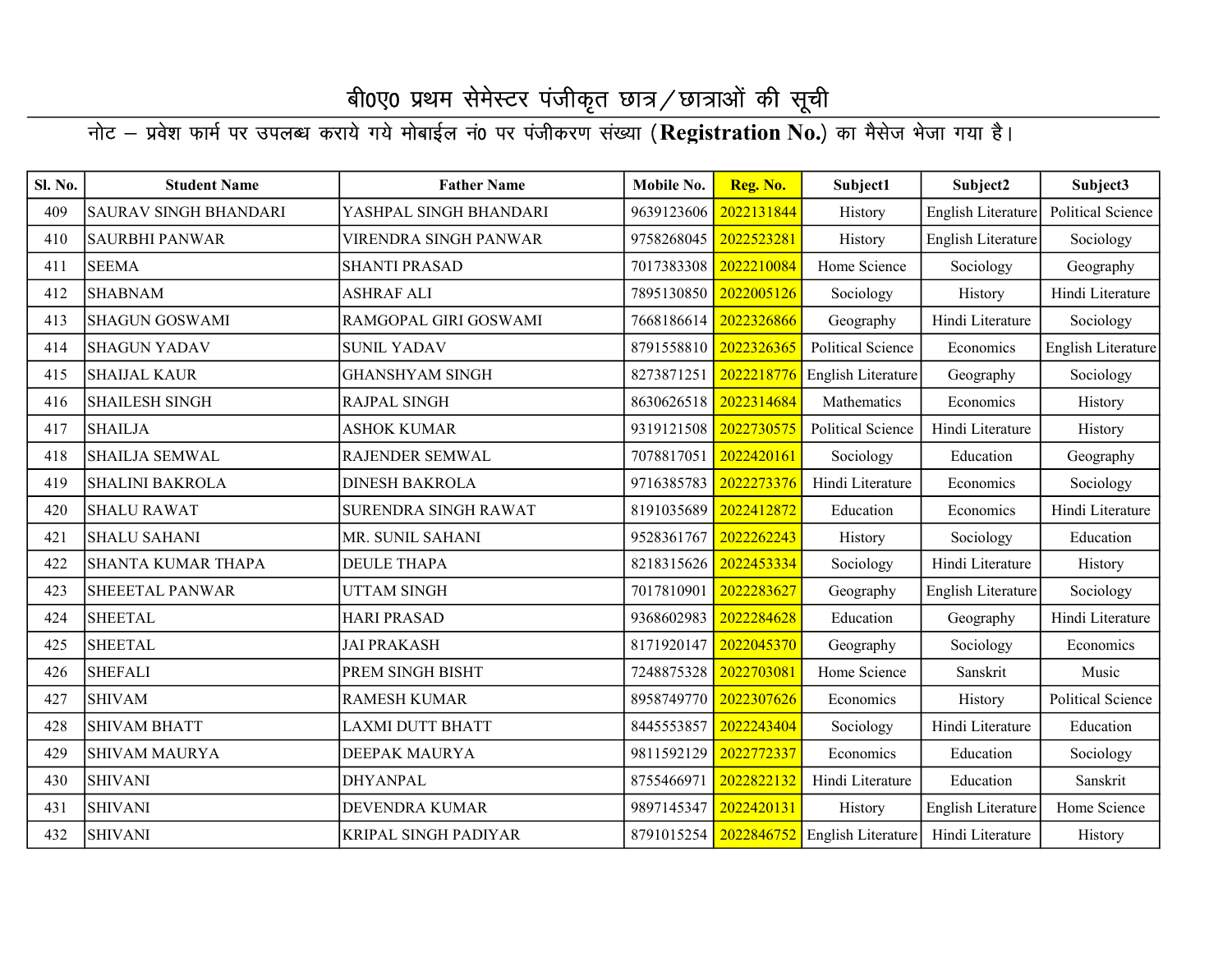# बी0ए0 प्रथम सेमेस्टर पंजीकृत छात्र/छात्राओं की सूची

नोट – प्रवेश फार्म पर उपलब्ध कराये गये मोबाईल नं0 पर पंजीकरण संख्या (**Registration No.**) का मैसेज भेजा गया है।

| Sl. No. | Student Name | Father Name | Mobile No. | Reg. No. | Subject1 | Subject2 | Subject3 |
|---|---|---|---|---|---|---|---|
| 409 | SAURAV SINGH BHANDARI | YASHPAL SINGH BHANDARI | 9639123606 | 2022131844 | History | English Literature | Political Science |
| 410 | SAURBHI PANWAR | VIRENDRA SINGH PANWAR | 9758268045 | 2022523281 | History | English Literature | Sociology |
| 411 | SEEMA | SHANTI PRASAD | 7017383308 | 2022210084 | Home Science | Sociology | Geography |
| 412 | SHABNAM | ASHRAF ALI | 7895130850 | 2022005126 | Sociology | History | Hindi Literature |
| 413 | SHAGUN GOSWAMI | RAMGOPAL GIRI GOSWAMI | 7668186614 | 2022326866 | Geography | Hindi Literature | Sociology |
| 414 | SHAGUN YADAV | SUNIL YADAV | 8791558810 | 2022326365 | Political Science | Economics | English Literature |
| 415 | SHAIJAL KAUR | GHANSHYAM SINGH | 8273871251 | 2022218776 | English Literature | Geography | Sociology |
| 416 | SHAILESH SINGH | RAJPAL SINGH | 8630626518 | 2022314684 | Mathematics | Economics | History |
| 417 | SHAILJA | ASHOK KUMAR | 9319121508 | 2022730575 | Political Science | Hindi Literature | History |
| 418 | SHAILJA SEMWAL | RAJENDER SEMWAL | 7078817051 | 2022420161 | Sociology | Education | Geography |
| 419 | SHALINI BAKROLA | DINESH BAKROLA | 9716385783 | 2022273376 | Hindi Literature | Economics | Sociology |
| 420 | SHALU RAWAT | SURENDRA SINGH RAWAT | 8191035689 | 2022412872 | Education | Economics | Hindi Literature |
| 421 | SHALU SAHANI | MR. SUNIL SAHANI | 9528361767 | 2022262243 | History | Sociology | Education |
| 422 | SHANTA KUMAR THAPA | DEULE THAPA | 8218315626 | 2022453334 | Sociology | Hindi Literature | History |
| 423 | SHEEETAL PANWAR | UTTAM SINGH | 7017810901 | 2022283627 | Geography | English Literature | Sociology |
| 424 | SHEETAL | HARI PRASAD | 9368602983 | 2022284628 | Education | Geography | Hindi Literature |
| 425 | SHEETAL | JAI PRAKASH | 8171920147 | 2022045370 | Geography | Sociology | Economics |
| 426 | SHEFALI | PREM SINGH BISHT | 7248875328 | 2022703081 | Home Science | Sanskrit | Music |
| 427 | SHIVAM | RAMESH KUMAR | 8958749770 | 2022307626 | Economics | History | Political Science |
| 428 | SHIVAM BHATT | LAXMI DUTT BHATT | 8445553857 | 2022243404 | Sociology | Hindi Literature | Education |
| 429 | SHIVAM MAURYA | DEEPAK MAURYA | 9811592129 | 2022772337 | Economics | Education | Sociology |
| 430 | SHIVANI | DHYANPAL | 8755466971 | 2022822132 | Hindi Literature | Education | Sanskrit |
| 431 | SHIVANI | DEVENDRA KUMAR | 9897145347 | 2022420131 | History | English Literature | Home Science |
| 432 | SHIVANI | KRIPAL SINGH PADIYAR | 8791015254 | 2022846752 | English Literature | Hindi Literature | History |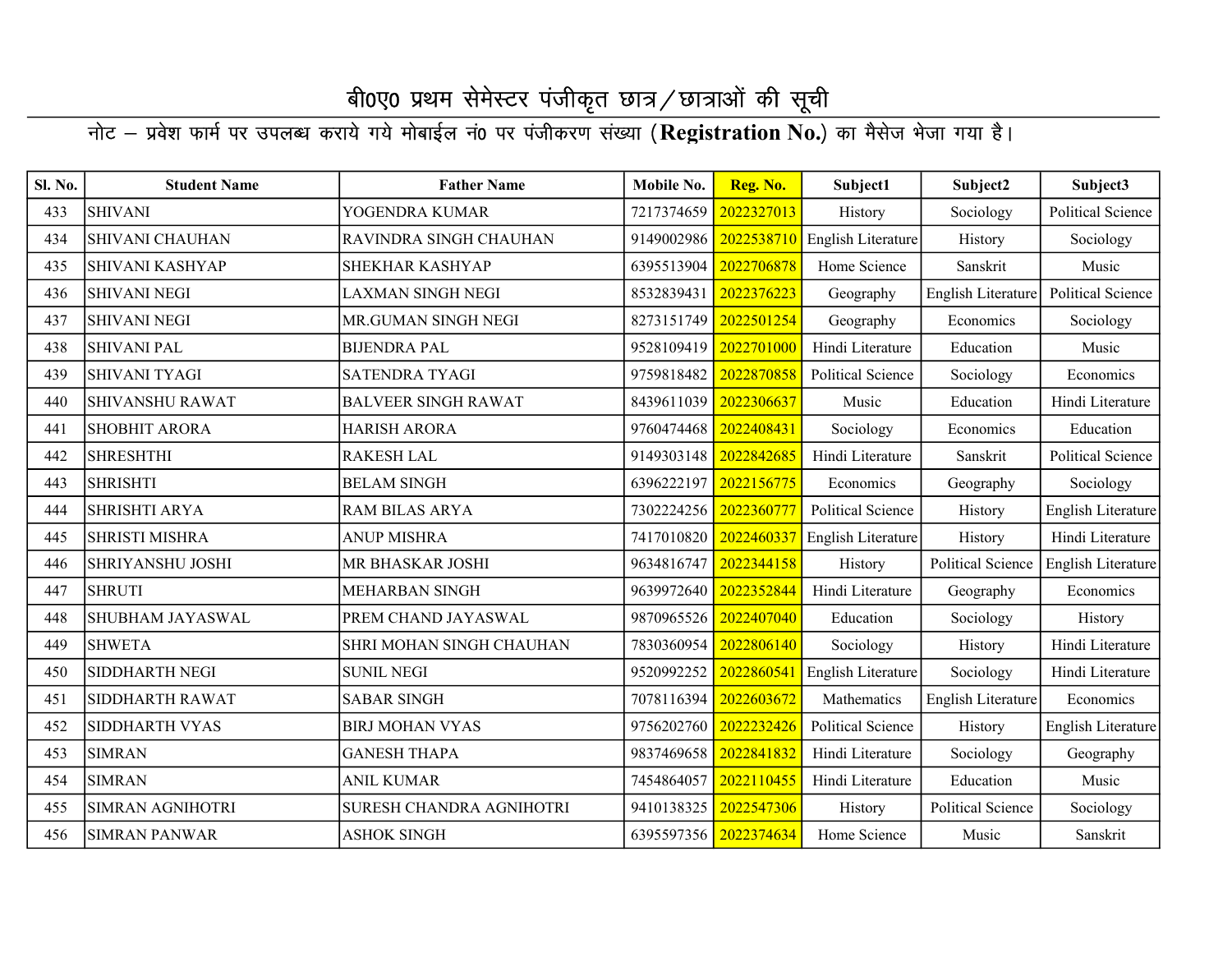# बी0ए0 प्रथम सेमेस्टर पंजीकृत छात्र/छात्राओं की सूची

नोट – प्रवेश फार्म पर उपलब्ध कराये गये मोबाईल नं0 पर पंजीकरण संख्या (**Registration No.**) का मैसेज भेजा गया है।

| Sl. No. | Student Name | Father Name | Mobile No. | Reg. No. | Subject1 | Subject2 | Subject3 |
|---|---|---|---|---|---|---|---|
| 433 | SHIVANI | YOGENDRA KUMAR | 7217374659 | 2022327013 | History | Sociology | Political Science |
| 434 | SHIVANI CHAUHAN | RAVINDRA SINGH CHAUHAN | 9149002986 | 2022538710 | English Literature | History | Sociology |
| 435 | SHIVANI KASHYAP | SHEKHAR KASHYAP | 6395513904 | 2022706878 | Home Science | Sanskrit | Music |
| 436 | SHIVANI NEGI | LAXMAN SINGH NEGI | 8532839431 | 2022376223 | Geography | English Literature | Political Science |
| 437 | SHIVANI NEGI | MR.GUMAN SINGH NEGI | 8273151749 | 2022501254 | Geography | Economics | Sociology |
| 438 | SHIVANI PAL | BIJENDRA PAL | 9528109419 | 2022701000 | Hindi Literature | Education | Music |
| 439 | SHIVANI TYAGI | SATENDRA TYAGI | 9759818482 | 2022870858 | Political Science | Sociology | Economics |
| 440 | SHIVANSHU RAWAT | BALVEER SINGH RAWAT | 8439611039 | 2022306637 | Music | Education | Hindi Literature |
| 441 | SHOBHIT ARORA | HARISH ARORA | 9760474468 | 2022408431 | Sociology | Economics | Education |
| 442 | SHRESHTHI | RAKESH LAL | 9149303148 | 2022842685 | Hindi Literature | Sanskrit | Political Science |
| 443 | SHRISHTI | BELAM SINGH | 6396222197 | 2022156775 | Economics | Geography | Sociology |
| 444 | SHRISHTI ARYA | RAM BILAS ARYA | 7302224256 | 2022360777 | Political Science | History | English Literature |
| 445 | SHRISTI MISHRA | ANUP MISHRA | 7417010820 | 2022460337 | English Literature | History | Hindi Literature |
| 446 | SHRIYANSHU JOSHI | MR BHASKAR JOSHI | 9634816747 | 2022344158 | History | Political Science | English Literature |
| 447 | SHRUTI | MEHARBAN SINGH | 9639972640 | 2022352844 | Hindi Literature | Geography | Economics |
| 448 | SHUBHAM JAYASWAL | PREM CHAND JAYASWAL | 9870965526 | 2022407040 | Education | Sociology | History |
| 449 | SHWETA | SHRI MOHAN SINGH CHAUHAN | 7830360954 | 2022806140 | Sociology | History | Hindi Literature |
| 450 | SIDDHARTH NEGI | SUNIL NEGI | 9520992252 | 2022860541 | English Literature | Sociology | Hindi Literature |
| 451 | SIDDHARTH RAWAT | SABAR SINGH | 7078116394 | 2022603672 | Mathematics | English Literature | Economics |
| 452 | SIDDHARTH VYAS | BIRJ MOHAN VYAS | 9756202760 | 2022232426 | Political Science | History | English Literature |
| 453 | SIMRAN | GANESH THAPA | 9837469658 | 2022841832 | Hindi Literature | Sociology | Geography |
| 454 | SIMRAN | ANIL KUMAR | 7454864057 | 2022110455 | Hindi Literature | Education | Music |
| 455 | SIMRAN AGNIHOTRI | SURESH CHANDRA AGNIHOTRI | 9410138325 | 2022547306 | History | Political Science | Sociology |
| 456 | SIMRAN PANWAR | ASHOK SINGH | 6395597356 | 2022374634 | Home Science | Music | Sanskrit |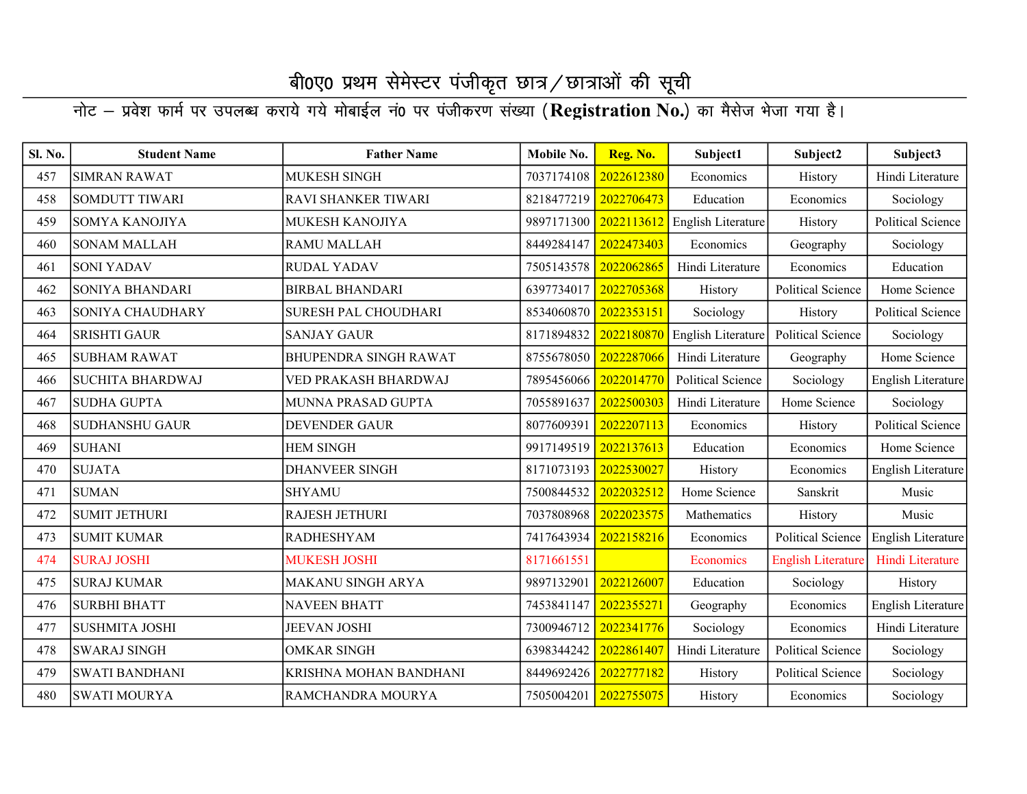# बी0ए0 प्रथम सेमेस्टर पंजीकृत छात्र/छात्राओं की सूची

नोट – प्रवेश फार्म पर उपलब्ध कराये गये मोबाईल नं0 पर पंजीकरण संख्या (**Registration No.**) का मैसेज भेजा गया है।

| Sl. No. | Student Name | Father Name | Mobile No. | Reg. No. | Subject1 | Subject2 | Subject3 |
|---|---|---|---|---|---|---|---|
| 457 | SIMRAN RAWAT | MUKESH SINGH | 7037174108 | 2022612380 | Economics | History | Hindi Literature |
| 458 | SOMDUTT TIWARI | RAVI SHANKER TIWARI | 8218477219 | 2022706473 | Education | Economics | Sociology |
| 459 | SOMYA KANOJIYA | MUKESH KANOJIYA | 9897171300 | 2022113612 | English Literature | History | Political Science |
| 460 | SONAM MALLAH | RAMU MALLAH | 8449284147 | 2022473403 | Economics | Geography | Sociology |
| 461 | SONI YADAV | RUDAL YADAV | 7505143578 | 2022062865 | Hindi Literature | Economics | Education |
| 462 | SONIYA BHANDARI | BIRBAL BHANDARI | 6397734017 | 2022705368 | History | Political Science | Home Science |
| 463 | SONIYA CHAUDHARY | SURESH PAL CHOUDHARI | 8534060870 | 2022353151 | Sociology | History | Political Science |
| 464 | SRISHTI GAUR | SANJAY GAUR | 8171894832 | 2022180870 | English Literature | Political Science | Sociology |
| 465 | SUBHAM RAWAT | BHUPENDRA SINGH RAWAT | 8755678050 | 2022287066 | Hindi Literature | Geography | Home Science |
| 466 | SUCHITA BHARDWAJ | VED PRAKASH BHARDWAJ | 7895456066 | 2022014770 | Political Science | Sociology | English Literature |
| 467 | SUDHA GUPTA | MUNNA PRASAD GUPTA | 7055891637 | 2022500303 | Hindi Literature | Home Science | Sociology |
| 468 | SUDHANSHU GAUR | DEVENDER GAUR | 8077609391 | 2022207113 | Economics | History | Political Science |
| 469 | SUHANI | HEM SINGH | 9917149519 | 2022137613 | Education | Economics | Home Science |
| 470 | SUJATA | DHANVEER SINGH | 8171073193 | 2022530027 | History | Economics | English Literature |
| 471 | SUMAN | SHYAMU | 7500844532 | 2022032512 | Home Science | Sanskrit | Music |
| 472 | SUMIT JETHURI | RAJESH JETHURI | 7037808968 | 2022023575 | Mathematics | History | Music |
| 473 | SUMIT KUMAR | RADHESHYAM | 7417643934 | 2022158216 | Economics | Political Science | English Literature |
| 474 | SURAJ JOSHI | MUKESH JOSHI | 8171661551 | | Economics | English Literature | Hindi Literature |
| 475 | SURAJ KUMAR | MAKANU SINGH ARYA | 9897132901 | 2022126007 | Education | Sociology | History |
| 476 | SURBHI BHATT | NAVEEN BHATT | 7453841147 | 2022355271 | Geography | Economics | English Literature |
| 477 | SUSHMITA JOSHI | JEEVAN JOSHI | 7300946712 | 2022341776 | Sociology | Economics | Hindi Literature |
| 478 | SWARAJ SINGH | OMKAR SINGH | 6398344242 | 2022861407 | Hindi Literature | Political Science | Sociology |
| 479 | SWATI BANDHANI | KRISHNA MOHAN BANDHANI | 8449692426 | 2022777182 | History | Political Science | Sociology |
| 480 | SWATI MOURYA | RAMCHANDRA MOURYA | 7505004201 | 2022755075 | History | Economics | Sociology |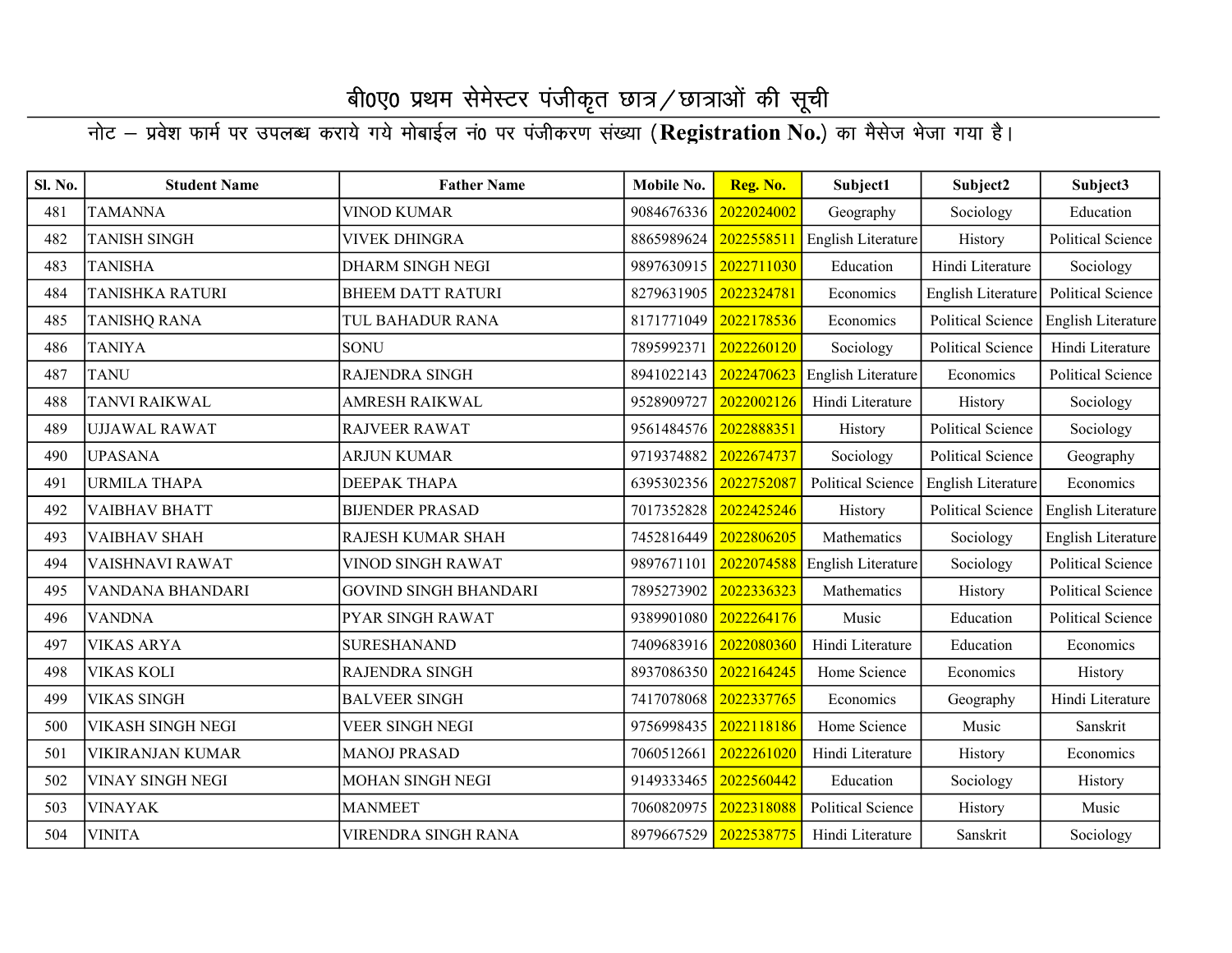# बी0ए0 प्रथम सेमेस्टर पंजीकृत छात्र/छात्राओं की सूची

नोट – प्रवेश फार्म पर उपलब्ध कराये गये मोबाईल नं0 पर पंजीकरण संख्या (**Registration No.**) का मैसेज भेजा गया है।

| Sl. No. | Student Name | Father Name | Mobile No. | Reg. No. | Subject1 | Subject2 | Subject3 |
|---|---|---|---|---|---|---|---|
| 481 | TAMANNA | VINOD KUMAR | 9084676336 | 2022024002 | Geography | Sociology | Education |
| 482 | TANISH SINGH | VIVEK DHINGRA | 8865989624 | 2022558511 | English Literature | History | Political Science |
| 483 | TANISHA | DHARM SINGH NEGI | 9897630915 | 2022711030 | Education | Hindi Literature | Sociology |
| 484 | TANISHKA RATURI | BHEEM DATT RATURI | 8279631905 | 2022324781 | Economics | English Literature | Political Science |
| 485 | TANISHQ RANA | TUL BAHADUR RANA | 8171771049 | 2022178536 | Economics | Political Science | English Literature |
| 486 | TANIYA | SONU | 7895992371 | 2022260120 | Sociology | Political Science | Hindi Literature |
| 487 | TANU | RAJENDRA SINGH | 8941022143 | 2022470623 | English Literature | Economics | Political Science |
| 488 | TANVI RAIKWAL | AMRESH RAIKWAL | 9528909727 | 2022002126 | Hindi Literature | History | Sociology |
| 489 | UJJAWAL RAWAT | RAJVEER RAWAT | 9561484576 | 2022888351 | History | Political Science | Sociology |
| 490 | UPASANA | ARJUN KUMAR | 9719374882 | 2022674737 | Sociology | Political Science | Geography |
| 491 | URMILA THAPA | DEEPAK THAPA | 6395302356 | 2022752087 | Political Science | English Literature | Economics |
| 492 | VAIBHAV BHATT | BIJENDER PRASAD | 7017352828 | 2022425246 | History | Political Science | English Literature |
| 493 | VAIBHAV SHAH | RAJESH KUMAR SHAH | 7452816449 | 2022806205 | Mathematics | Sociology | English Literature |
| 494 | VAISHNAVI RAWAT | VINOD SINGH RAWAT | 9897671101 | 2022074588 | English Literature | Sociology | Political Science |
| 495 | VANDANA BHANDARI | GOVIND SINGH BHANDARI | 7895273902 | 2022336323 | Mathematics | History | Political Science |
| 496 | VANDNA | PYAR SINGH RAWAT | 9389901080 | 2022264176 | Music | Education | Political Science |
| 497 | VIKAS ARYA | SURESHANAND | 7409683916 | 2022080360 | Hindi Literature | Education | Economics |
| 498 | VIKAS KOLI | RAJENDRA SINGH | 8937086350 | 2022164245 | Home Science | Economics | History |
| 499 | VIKAS SINGH | BALVEER SINGH | 7417078068 | 2022337765 | Economics | Geography | Hindi Literature |
| 500 | VIKASH SINGH NEGI | VEER SINGH NEGI | 9756998435 | 2022118186 | Home Science | Music | Sanskrit |
| 501 | VIKIRANJAN KUMAR | MANOJ PRASAD | 7060512661 | 2022261020 | Hindi Literature | History | Economics |
| 502 | VINAY SINGH NEGI | MOHAN SINGH NEGI | 9149333465 | 2022560442 | Education | Sociology | History |
| 503 | VINAYAK | MANMEET | 7060820975 | 2022318088 | Political Science | History | Music |
| 504 | VINITA | VIRENDRA SINGH RANA | 8979667529 | 2022538775 | Hindi Literature | Sanskrit | Sociology |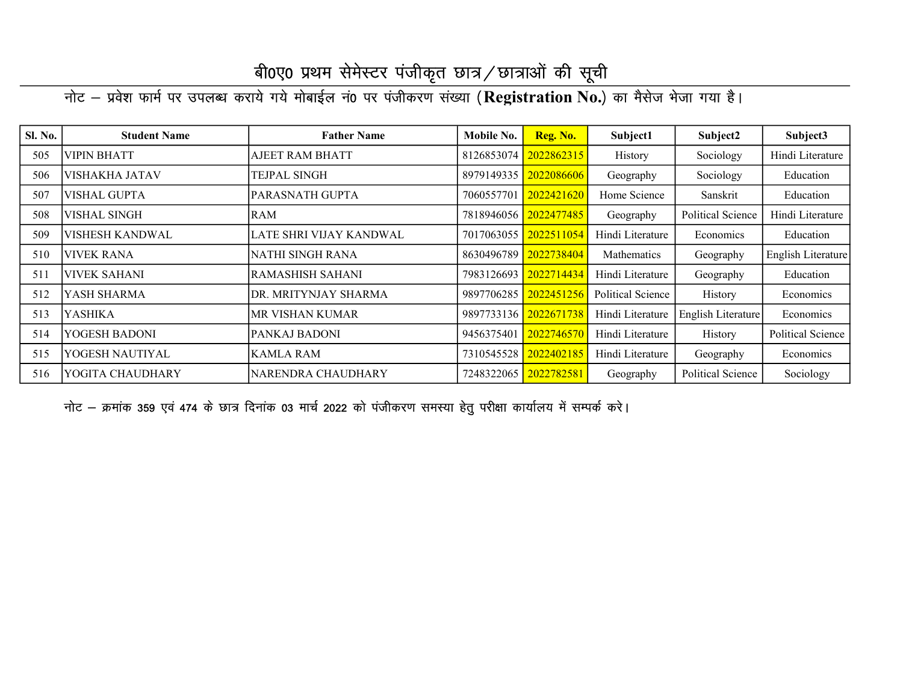# बी0ए0 प्रथम सेमेस्टर पंजीकृत छात्र/छात्राओं की सूची

नोट – प्रवेश फार्म पर उपलब्ध कराये गये मोबाईल नं0 पर पंजीकरण संख्या (**Registration No.**) का मैसेज भेजा गया है।

| Sl. No. | Student Name | Father Name | Mobile No. | Reg. No. | Subject1 | Subject2 | Subject3 |
|---|---|---|---|---|---|---|---|
| 505 | VIPIN BHATT | AJEET RAM BHATT | 8126853074 | 2022862315 | History | Sociology | Hindi Literature |
| 506 | VISHAKHA JATAV | TEJPAL SINGH | 8979149335 | 2022086606 | Geography | Sociology | Education |
| 507 | VISHAL GUPTA | PARASNATH GUPTA | 7060557701 | 2022421620 | Home Science | Sanskrit | Education |
| 508 | VISHAL SINGH | RAM | 7818946056 | 2022477485 | Geography | Political Science | Hindi Literature |
| 509 | VISHESH KANDWAL | LATE SHRI VIJAY KANDWAL | 7017063055 | 2022511054 | Hindi Literature | Economics | Education |
| 510 | VIVEK RANA | NATHI SINGH RANA | 8630496789 | 2022738404 | Mathematics | Geography | English Literature |
| 511 | VIVEK SAHANI | RAMASHISH SAHANI | 7983126693 | 2022714434 | Hindi Literature | Geography | Education |
| 512 | YASH SHARMA | DR. MRITYNJAY SHARMA | 9897706285 | 2022451256 | Political Science | History | Economics |
| 513 | YASHIKA | MR VISHAN KUMAR | 9897733136 | 2022671738 | Hindi Literature | English Literature | Economics |
| 514 | YOGESH BADONI | PANKAJ BADONI | 9456375401 | 2022746570 | Hindi Literature | History | Political Science |
| 515 | YOGESH NAUTIYAL | KAMLA RAM | 7310545528 | 2022402185 | Hindi Literature | Geography | Economics |
| 516 | YOGITA CHAUDHARY | NARENDRA CHAUDHARY | 7248322065 | 2022782581 | Geography | Political Science | Sociology |

नोट – क्रमांक 359 एवं 474 के छात्र दिनांक 03 मार्च 2022 को पंजीकरण समस्या हेतु परीक्षा कार्यालय में सम्पर्क करे।